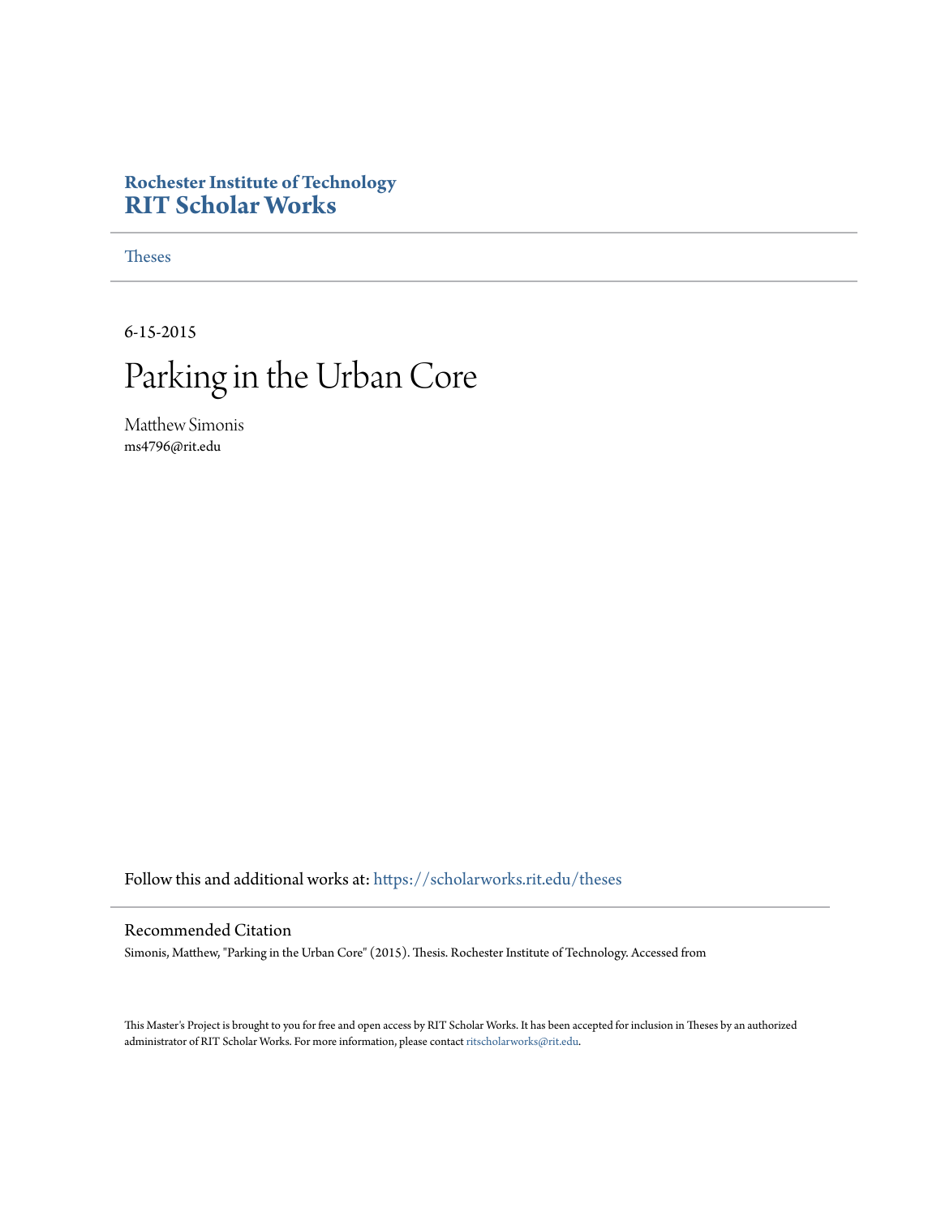**Rochester Institute of Technology**
**RIT Scholar Works**

Theses

6-15-2015

# Parking in the Urban Core

Matthew Simonis
ms4796@rit.edu

Follow this and additional works at: https://scholarworks.rit.edu/theses

## Recommended Citation

Simonis, Matthew, "Parking in the Urban Core" (2015). Thesis. Rochester Institute of Technology. Accessed from

This Master's Project is brought to you for free and open access by RIT Scholar Works. It has been accepted for inclusion in Theses by an authorized administrator of RIT Scholar Works. For more information, please contact ritscholarworks@rit.edu.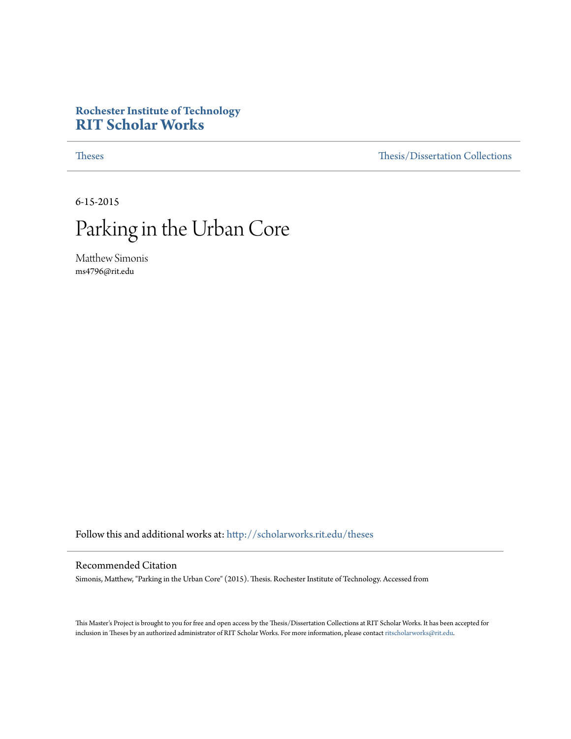**Rochester Institute of Technology**
**RIT Scholar Works**

Theses | Thesis/Dissertation Collections

6-15-2015

# Parking in the Urban Core

Matthew Simonis
ms4796@rit.edu

Follow this and additional works at: http://scholarworks.rit.edu/theses

## Recommended Citation

Simonis, Matthew, "Parking in the Urban Core" (2015). Thesis. Rochester Institute of Technology. Accessed from

This Master's Project is brought to you for free and open access by the Thesis/Dissertation Collections at RIT Scholar Works. It has been accepted for inclusion in Theses by an authorized administrator of RIT Scholar Works. For more information, please contact ritscholarworks@rit.edu.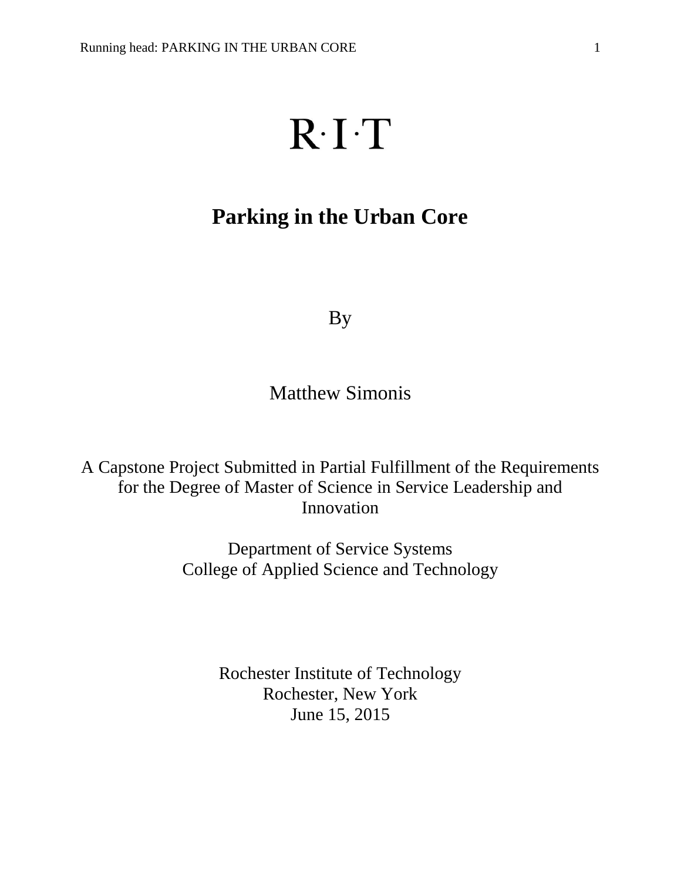R·I·T

# Parking in the Urban Core

By

Matthew Simonis

A Capstone Project Submitted in Partial Fulfillment of the Requirements for the Degree of Master of Science in Service Leadership and Innovation

Department of Service Systems
College of Applied Science and Technology

Rochester Institute of Technology
Rochester, New York
June 15, 2015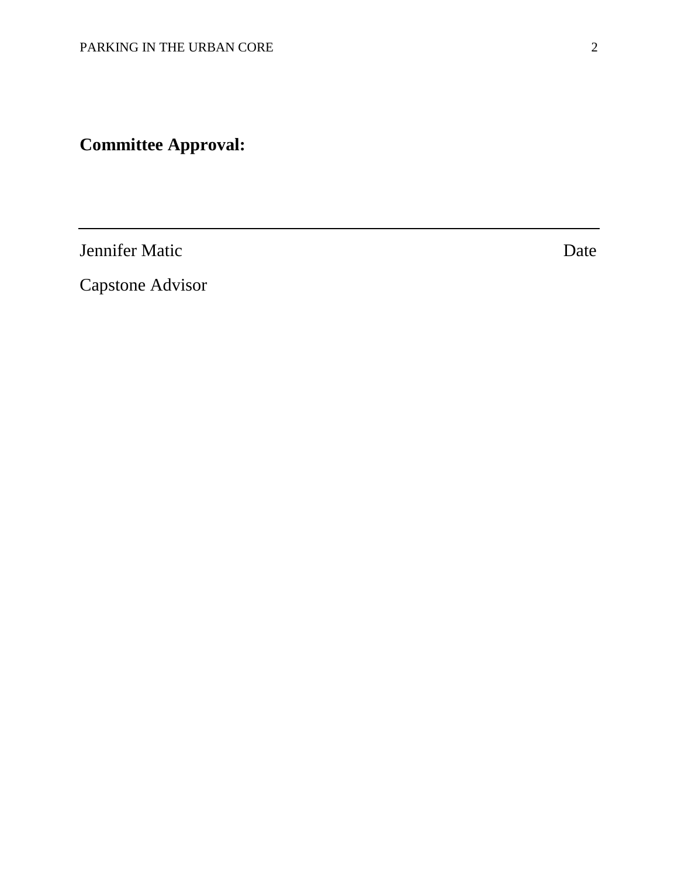**Committee Approval:**

---

Jennifer Matic Date

Capstone Advisor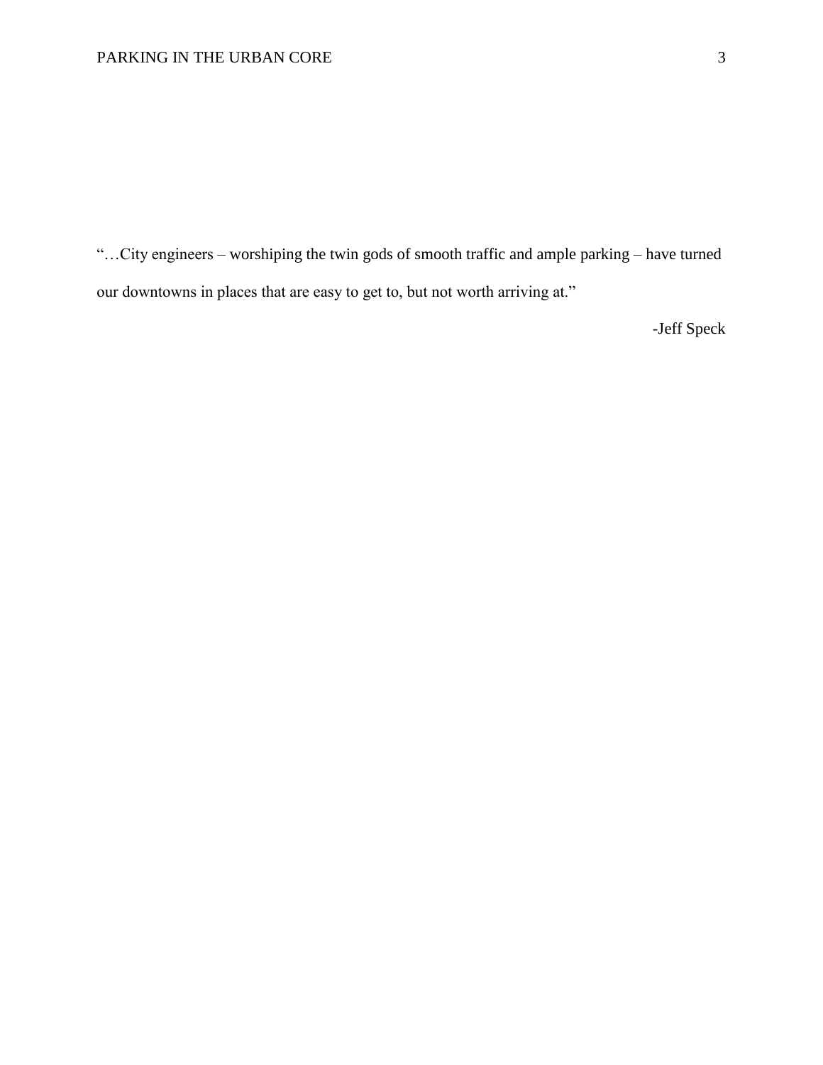"…City engineers – worshiping the twin gods of smooth traffic and ample parking – have turned our downtowns in places that are easy to get to, but not worth arriving at."

-Jeff Speck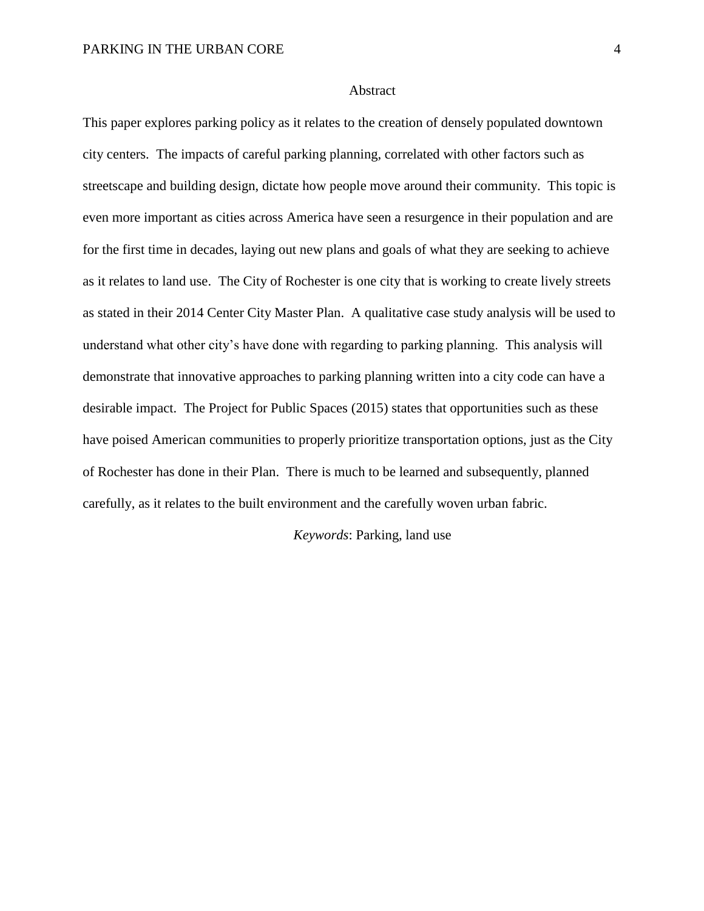# Abstract

This paper explores parking policy as it relates to the creation of densely populated downtown city centers. The impacts of careful parking planning, correlated with other factors such as streetscape and building design, dictate how people move around their community. This topic is even more important as cities across America have seen a resurgence in their population and are for the first time in decades, laying out new plans and goals of what they are seeking to achieve as it relates to land use. The City of Rochester is one city that is working to create lively streets as stated in their 2014 Center City Master Plan. A qualitative case study analysis will be used to understand what other city's have done with regarding to parking planning. This analysis will demonstrate that innovative approaches to parking planning written into a city code can have a desirable impact. The Project for Public Spaces (2015) states that opportunities such as these have poised American communities to properly prioritize transportation options, just as the City of Rochester has done in their Plan. There is much to be learned and subsequently, planned carefully, as it relates to the built environment and the carefully woven urban fabric.

*Keywords*: Parking, land use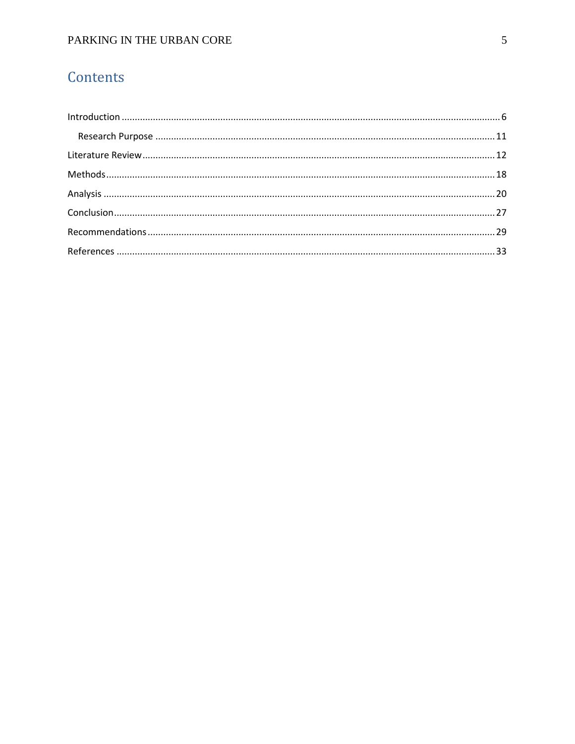# Contents

Introduction ........ 6

- Research Purpose ........ 11

Literature Review ........ 12

Methods ........ 18

Analysis ........ 20

Conclusion ........ 27

Recommendations ........ 29

References ........ 33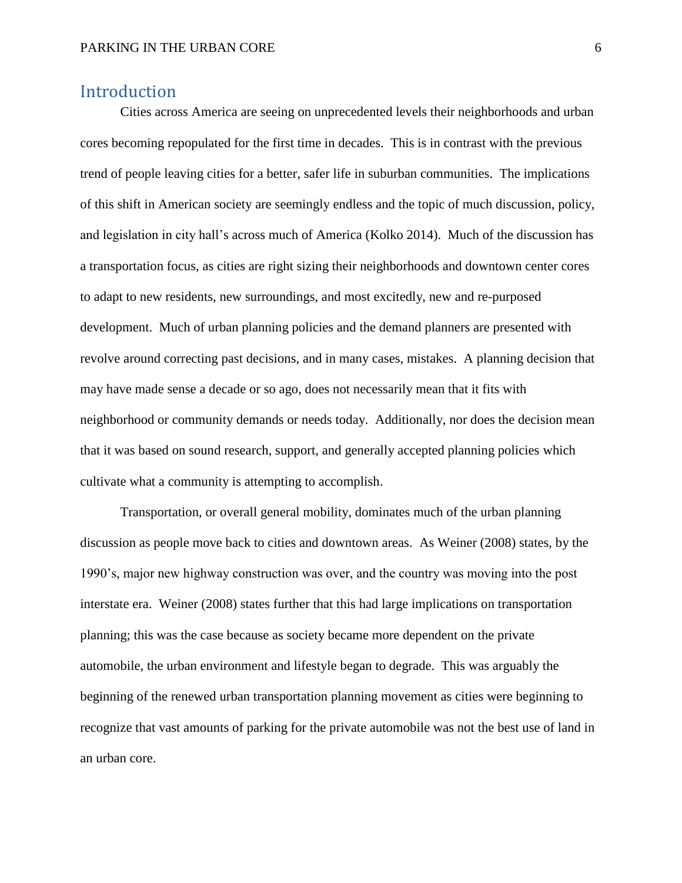## Introduction

Cities across America are seeing on unprecedented levels their neighborhoods and urban cores becoming repopulated for the first time in decades. This is in contrast with the previous trend of people leaving cities for a better, safer life in suburban communities. The implications of this shift in American society are seemingly endless and the topic of much discussion, policy, and legislation in city hall's across much of America (Kolko 2014). Much of the discussion has a transportation focus, as cities are right sizing their neighborhoods and downtown center cores to adapt to new residents, new surroundings, and most excitedly, new and re-purposed development. Much of urban planning policies and the demand planners are presented with revolve around correcting past decisions, and in many cases, mistakes. A planning decision that may have made sense a decade or so ago, does not necessarily mean that it fits with neighborhood or community demands or needs today. Additionally, nor does the decision mean that it was based on sound research, support, and generally accepted planning policies which cultivate what a community is attempting to accomplish.

Transportation, or overall general mobility, dominates much of the urban planning discussion as people move back to cities and downtown areas. As Weiner (2008) states, by the 1990's, major new highway construction was over, and the country was moving into the post interstate era. Weiner (2008) states further that this had large implications on transportation planning; this was the case because as society became more dependent on the private automobile, the urban environment and lifestyle began to degrade. This was arguably the beginning of the renewed urban transportation planning movement as cities were beginning to recognize that vast amounts of parking for the private automobile was not the best use of land in an urban core.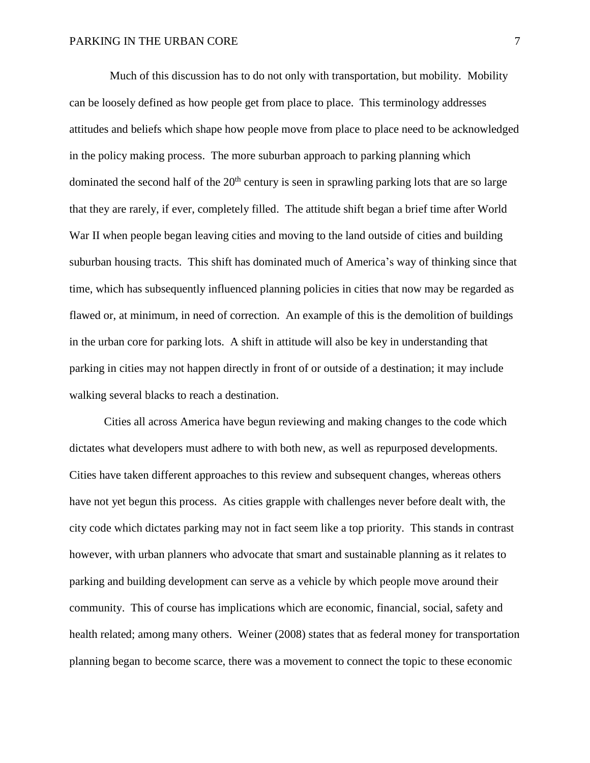Much of this discussion has to do not only with transportation, but mobility. Mobility can be loosely defined as how people get from place to place. This terminology addresses attitudes and beliefs which shape how people move from place to place need to be acknowledged in the policy making process. The more suburban approach to parking planning which dominated the second half of the 20th century is seen in sprawling parking lots that are so large that they are rarely, if ever, completely filled. The attitude shift began a brief time after World War II when people began leaving cities and moving to the land outside of cities and building suburban housing tracts. This shift has dominated much of America's way of thinking since that time, which has subsequently influenced planning policies in cities that now may be regarded as flawed or, at minimum, in need of correction. An example of this is the demolition of buildings in the urban core for parking lots. A shift in attitude will also be key in understanding that parking in cities may not happen directly in front of or outside of a destination; it may include walking several blacks to reach a destination.

Cities all across America have begun reviewing and making changes to the code which dictates what developers must adhere to with both new, as well as repurposed developments. Cities have taken different approaches to this review and subsequent changes, whereas others have not yet begun this process. As cities grapple with challenges never before dealt with, the city code which dictates parking may not in fact seem like a top priority. This stands in contrast however, with urban planners who advocate that smart and sustainable planning as it relates to parking and building development can serve as a vehicle by which people move around their community. This of course has implications which are economic, financial, social, safety and health related; among many others. Weiner (2008) states that as federal money for transportation planning began to become scarce, there was a movement to connect the topic to these economic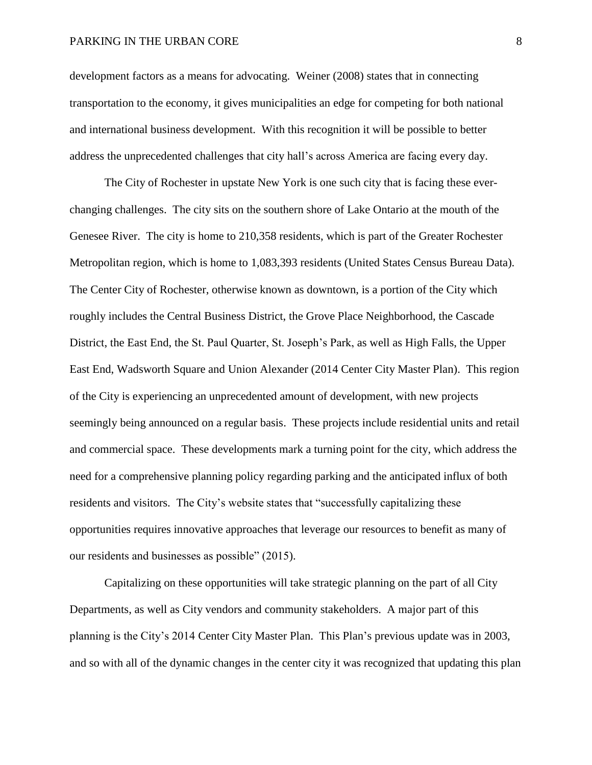development factors as a means for advocating. Weiner (2008) states that in connecting transportation to the economy, it gives municipalities an edge for competing for both national and international business development. With this recognition it will be possible to better address the unprecedented challenges that city hall's across America are facing every day.

The City of Rochester in upstate New York is one such city that is facing these ever-changing challenges. The city sits on the southern shore of Lake Ontario at the mouth of the Genesee River. The city is home to 210,358 residents, which is part of the Greater Rochester Metropolitan region, which is home to 1,083,393 residents (United States Census Bureau Data). The Center City of Rochester, otherwise known as downtown, is a portion of the City which roughly includes the Central Business District, the Grove Place Neighborhood, the Cascade District, the East End, the St. Paul Quarter, St. Joseph's Park, as well as High Falls, the Upper East End, Wadsworth Square and Union Alexander (2014 Center City Master Plan). This region of the City is experiencing an unprecedented amount of development, with new projects seemingly being announced on a regular basis. These projects include residential units and retail and commercial space. These developments mark a turning point for the city, which address the need for a comprehensive planning policy regarding parking and the anticipated influx of both residents and visitors. The City's website states that "successfully capitalizing these opportunities requires innovative approaches that leverage our resources to benefit as many of our residents and businesses as possible" (2015).

Capitalizing on these opportunities will take strategic planning on the part of all City Departments, as well as City vendors and community stakeholders. A major part of this planning is the City's 2014 Center City Master Plan. This Plan's previous update was in 2003, and so with all of the dynamic changes in the center city it was recognized that updating this plan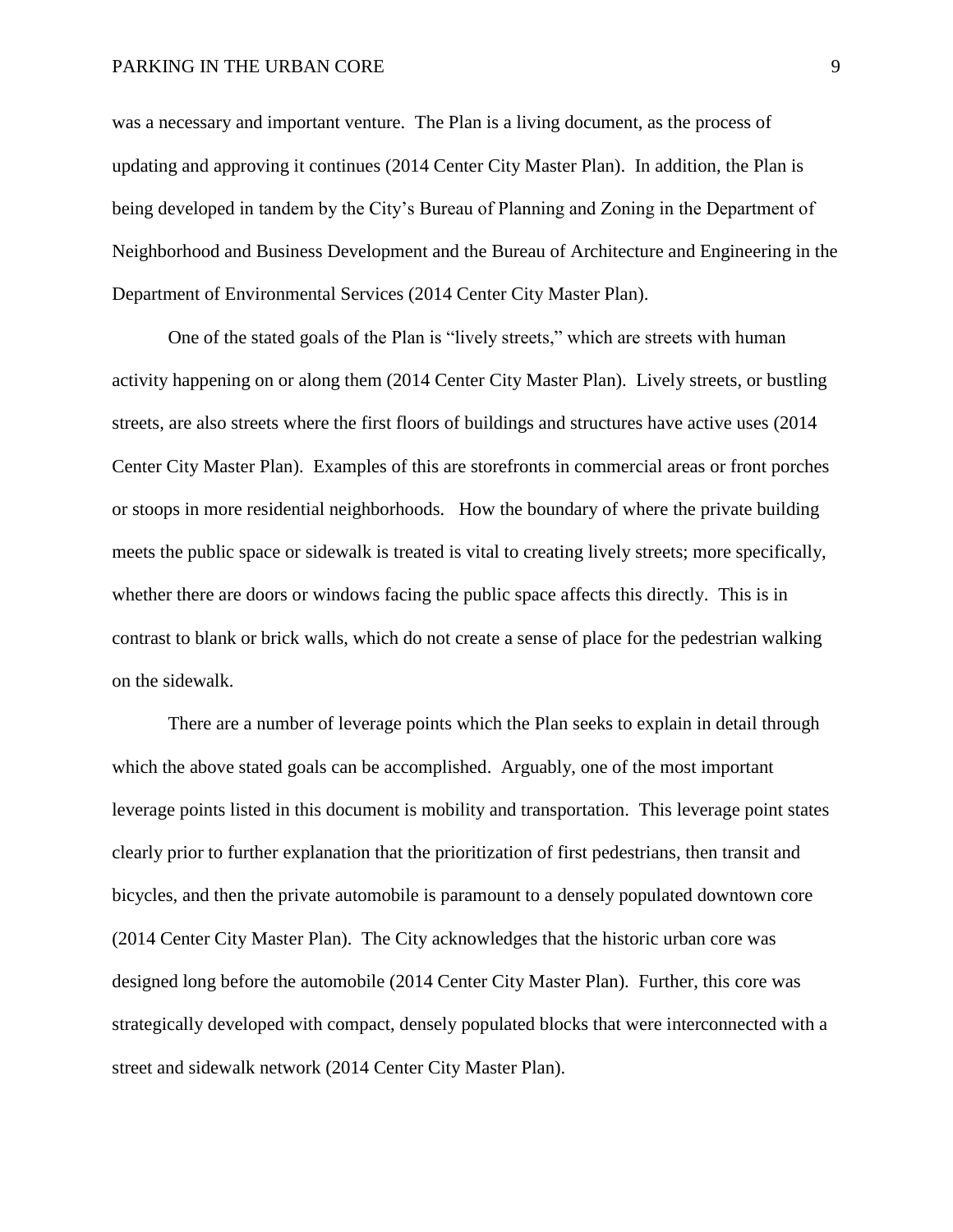was a necessary and important venture. The Plan is a living document, as the process of updating and approving it continues (2014 Center City Master Plan). In addition, the Plan is being developed in tandem by the City's Bureau of Planning and Zoning in the Department of Neighborhood and Business Development and the Bureau of Architecture and Engineering in the Department of Environmental Services (2014 Center City Master Plan).

One of the stated goals of the Plan is "lively streets," which are streets with human activity happening on or along them (2014 Center City Master Plan). Lively streets, or bustling streets, are also streets where the first floors of buildings and structures have active uses (2014 Center City Master Plan). Examples of this are storefronts in commercial areas or front porches or stoops in more residential neighborhoods. How the boundary of where the private building meets the public space or sidewalk is treated is vital to creating lively streets; more specifically, whether there are doors or windows facing the public space affects this directly. This is in contrast to blank or brick walls, which do not create a sense of place for the pedestrian walking on the sidewalk.

There are a number of leverage points which the Plan seeks to explain in detail through which the above stated goals can be accomplished. Arguably, one of the most important leverage points listed in this document is mobility and transportation. This leverage point states clearly prior to further explanation that the prioritization of first pedestrians, then transit and bicycles, and then the private automobile is paramount to a densely populated downtown core (2014 Center City Master Plan). The City acknowledges that the historic urban core was designed long before the automobile (2014 Center City Master Plan). Further, this core was strategically developed with compact, densely populated blocks that were interconnected with a street and sidewalk network (2014 Center City Master Plan).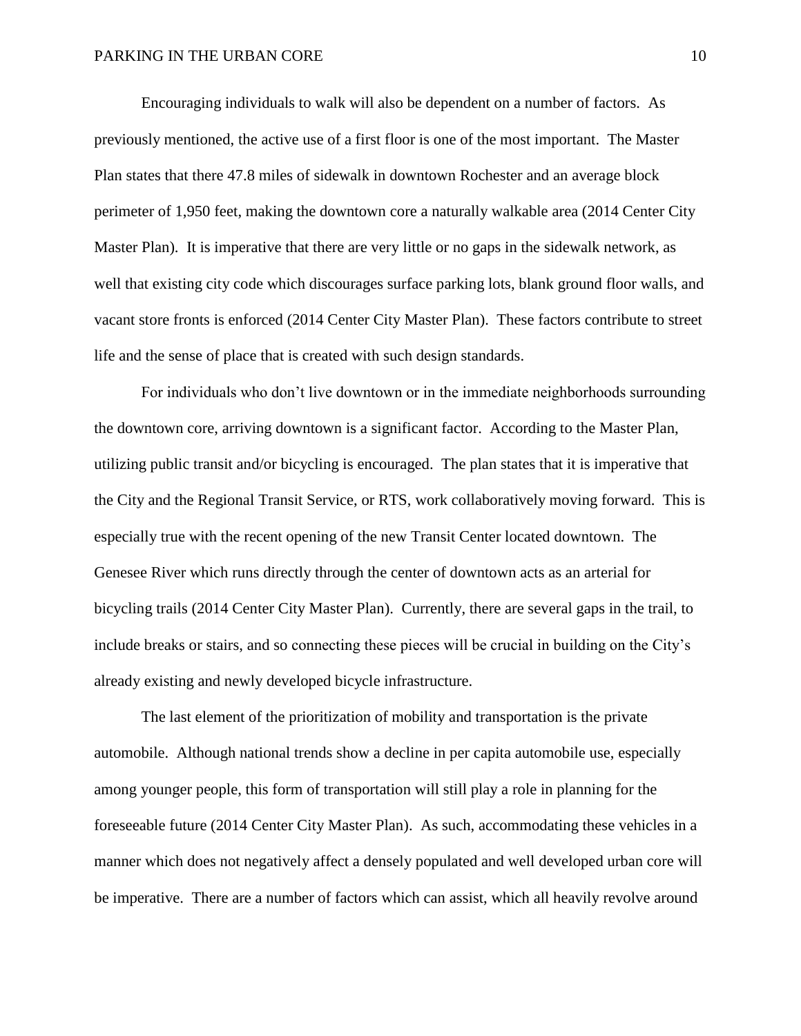Encouraging individuals to walk will also be dependent on a number of factors. As previously mentioned, the active use of a first floor is one of the most important. The Master Plan states that there 47.8 miles of sidewalk in downtown Rochester and an average block perimeter of 1,950 feet, making the downtown core a naturally walkable area (2014 Center City Master Plan). It is imperative that there are very little or no gaps in the sidewalk network, as well that existing city code which discourages surface parking lots, blank ground floor walls, and vacant store fronts is enforced (2014 Center City Master Plan). These factors contribute to street life and the sense of place that is created with such design standards.

For individuals who don't live downtown or in the immediate neighborhoods surrounding the downtown core, arriving downtown is a significant factor. According to the Master Plan, utilizing public transit and/or bicycling is encouraged. The plan states that it is imperative that the City and the Regional Transit Service, or RTS, work collaboratively moving forward. This is especially true with the recent opening of the new Transit Center located downtown. The Genesee River which runs directly through the center of downtown acts as an arterial for bicycling trails (2014 Center City Master Plan). Currently, there are several gaps in the trail, to include breaks or stairs, and so connecting these pieces will be crucial in building on the City's already existing and newly developed bicycle infrastructure.

The last element of the prioritization of mobility and transportation is the private automobile. Although national trends show a decline in per capita automobile use, especially among younger people, this form of transportation will still play a role in planning for the foreseeable future (2014 Center City Master Plan). As such, accommodating these vehicles in a manner which does not negatively affect a densely populated and well developed urban core will be imperative. There are a number of factors which can assist, which all heavily revolve around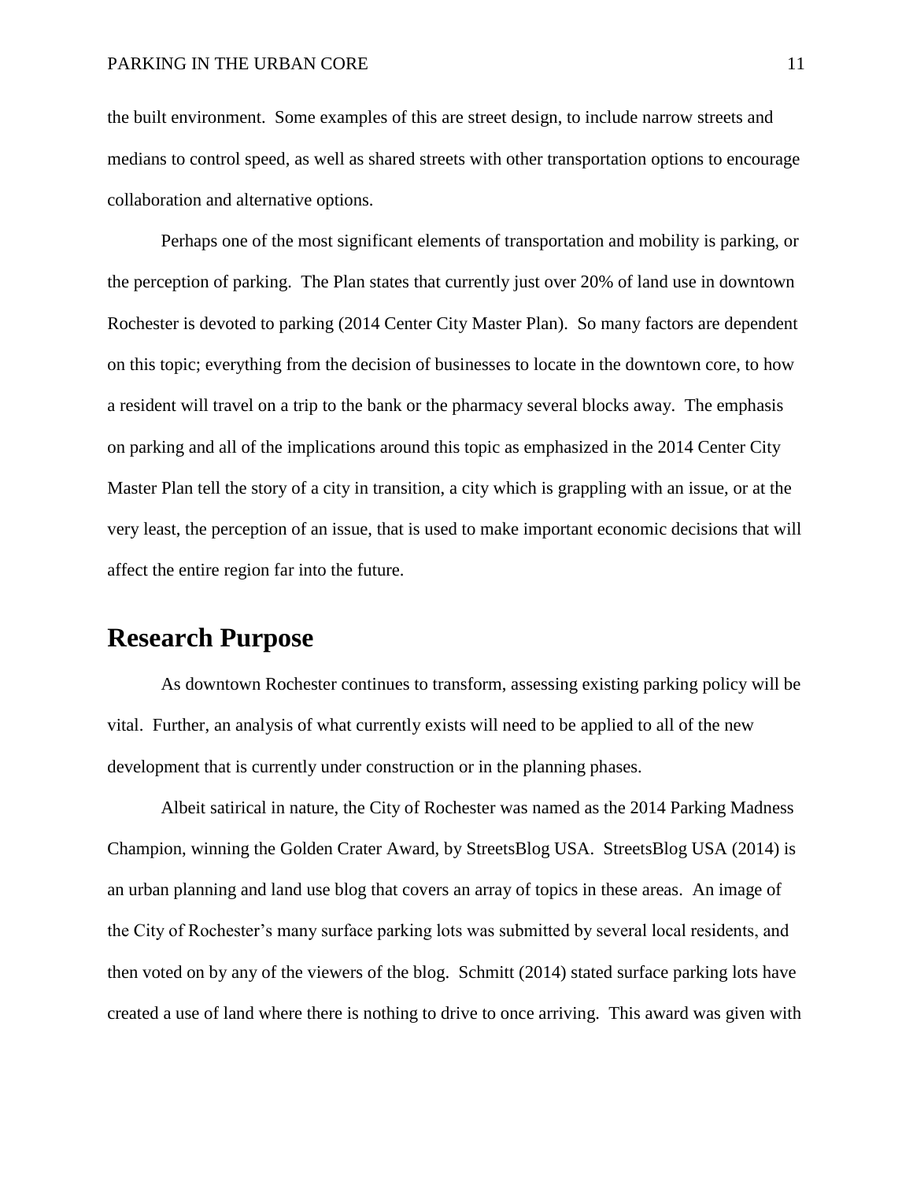the built environment. Some examples of this are street design, to include narrow streets and medians to control speed, as well as shared streets with other transportation options to encourage collaboration and alternative options.

Perhaps one of the most significant elements of transportation and mobility is parking, or the perception of parking. The Plan states that currently just over 20% of land use in downtown Rochester is devoted to parking (2014 Center City Master Plan). So many factors are dependent on this topic; everything from the decision of businesses to locate in the downtown core, to how a resident will travel on a trip to the bank or the pharmacy several blocks away. The emphasis on parking and all of the implications around this topic as emphasized in the 2014 Center City Master Plan tell the story of a city in transition, a city which is grappling with an issue, or at the very least, the perception of an issue, that is used to make important economic decisions that will affect the entire region far into the future.

## Research Purpose

As downtown Rochester continues to transform, assessing existing parking policy will be vital. Further, an analysis of what currently exists will need to be applied to all of the new development that is currently under construction or in the planning phases.

Albeit satirical in nature, the City of Rochester was named as the 2014 Parking Madness Champion, winning the Golden Crater Award, by StreetsBlog USA. StreetsBlog USA (2014) is an urban planning and land use blog that covers an array of topics in these areas. An image of the City of Rochester's many surface parking lots was submitted by several local residents, and then voted on by any of the viewers of the blog. Schmitt (2014) stated surface parking lots have created a use of land where there is nothing to drive to once arriving. This award was given with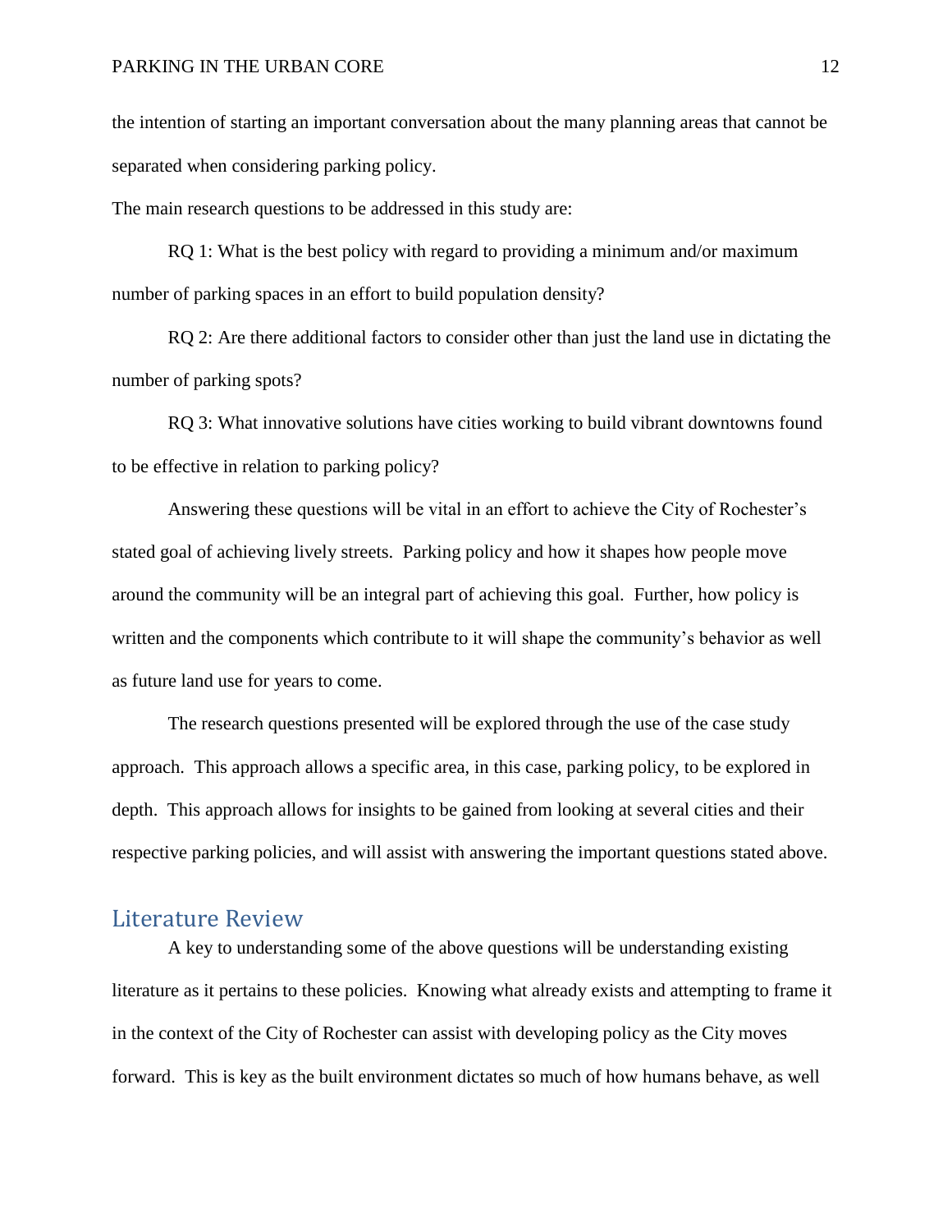the intention of starting an important conversation about the many planning areas that cannot be separated when considering parking policy.

The main research questions to be addressed in this study are:

RQ 1: What is the best policy with regard to providing a minimum and/or maximum number of parking spaces in an effort to build population density?

RQ 2: Are there additional factors to consider other than just the land use in dictating the number of parking spots?

RQ 3: What innovative solutions have cities working to build vibrant downtowns found to be effective in relation to parking policy?

Answering these questions will be vital in an effort to achieve the City of Rochester's stated goal of achieving lively streets. Parking policy and how it shapes how people move around the community will be an integral part of achieving this goal. Further, how policy is written and the components which contribute to it will shape the community's behavior as well as future land use for years to come.

The research questions presented will be explored through the use of the case study approach. This approach allows a specific area, in this case, parking policy, to be explored in depth. This approach allows for insights to be gained from looking at several cities and their respective parking policies, and will assist with answering the important questions stated above.

## Literature Review

A key to understanding some of the above questions will be understanding existing literature as it pertains to these policies. Knowing what already exists and attempting to frame it in the context of the City of Rochester can assist with developing policy as the City moves forward. This is key as the built environment dictates so much of how humans behave, as well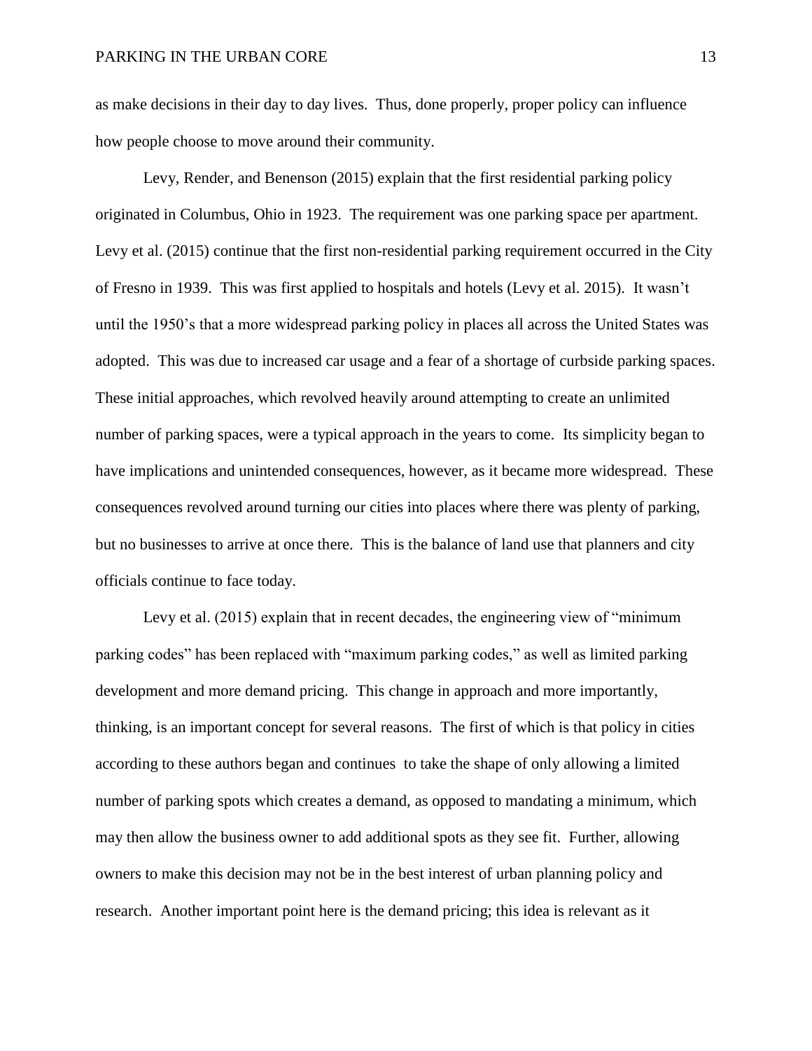as make decisions in their day to day lives. Thus, done properly, proper policy can influence how people choose to move around their community.

Levy, Render, and Benenson (2015) explain that the first residential parking policy originated in Columbus, Ohio in 1923. The requirement was one parking space per apartment. Levy et al. (2015) continue that the first non-residential parking requirement occurred in the City of Fresno in 1939. This was first applied to hospitals and hotels (Levy et al. 2015). It wasn't until the 1950's that a more widespread parking policy in places all across the United States was adopted. This was due to increased car usage and a fear of a shortage of curbside parking spaces. These initial approaches, which revolved heavily around attempting to create an unlimited number of parking spaces, were a typical approach in the years to come. Its simplicity began to have implications and unintended consequences, however, as it became more widespread. These consequences revolved around turning our cities into places where there was plenty of parking, but no businesses to arrive at once there. This is the balance of land use that planners and city officials continue to face today.

Levy et al. (2015) explain that in recent decades, the engineering view of "minimum parking codes" has been replaced with "maximum parking codes," as well as limited parking development and more demand pricing. This change in approach and more importantly, thinking, is an important concept for several reasons. The first of which is that policy in cities according to these authors began and continues to take the shape of only allowing a limited number of parking spots which creates a demand, as opposed to mandating a minimum, which may then allow the business owner to add additional spots as they see fit. Further, allowing owners to make this decision may not be in the best interest of urban planning policy and research. Another important point here is the demand pricing; this idea is relevant as it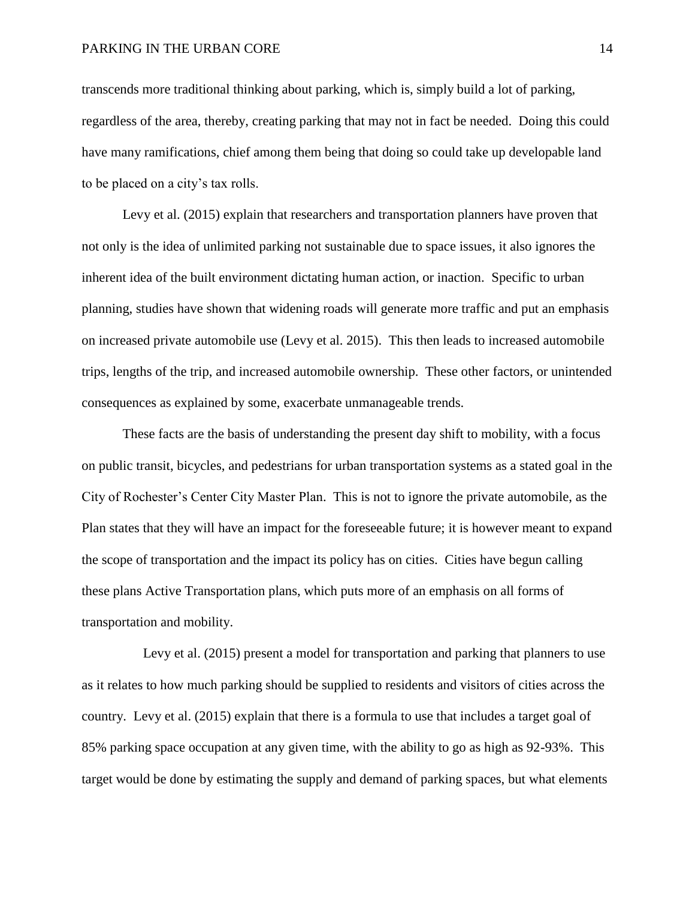transcends more traditional thinking about parking, which is, simply build a lot of parking, regardless of the area, thereby, creating parking that may not in fact be needed. Doing this could have many ramifications, chief among them being that doing so could take up developable land to be placed on a city's tax rolls.

Levy et al. (2015) explain that researchers and transportation planners have proven that not only is the idea of unlimited parking not sustainable due to space issues, it also ignores the inherent idea of the built environment dictating human action, or inaction. Specific to urban planning, studies have shown that widening roads will generate more traffic and put an emphasis on increased private automobile use (Levy et al. 2015). This then leads to increased automobile trips, lengths of the trip, and increased automobile ownership. These other factors, or unintended consequences as explained by some, exacerbate unmanageable trends.

These facts are the basis of understanding the present day shift to mobility, with a focus on public transit, bicycles, and pedestrians for urban transportation systems as a stated goal in the City of Rochester's Center City Master Plan. This is not to ignore the private automobile, as the Plan states that they will have an impact for the foreseeable future; it is however meant to expand the scope of transportation and the impact its policy has on cities. Cities have begun calling these plans Active Transportation plans, which puts more of an emphasis on all forms of transportation and mobility.

Levy et al. (2015) present a model for transportation and parking that planners to use as it relates to how much parking should be supplied to residents and visitors of cities across the country. Levy et al. (2015) explain that there is a formula to use that includes a target goal of 85% parking space occupation at any given time, with the ability to go as high as 92-93%. This target would be done by estimating the supply and demand of parking spaces, but what elements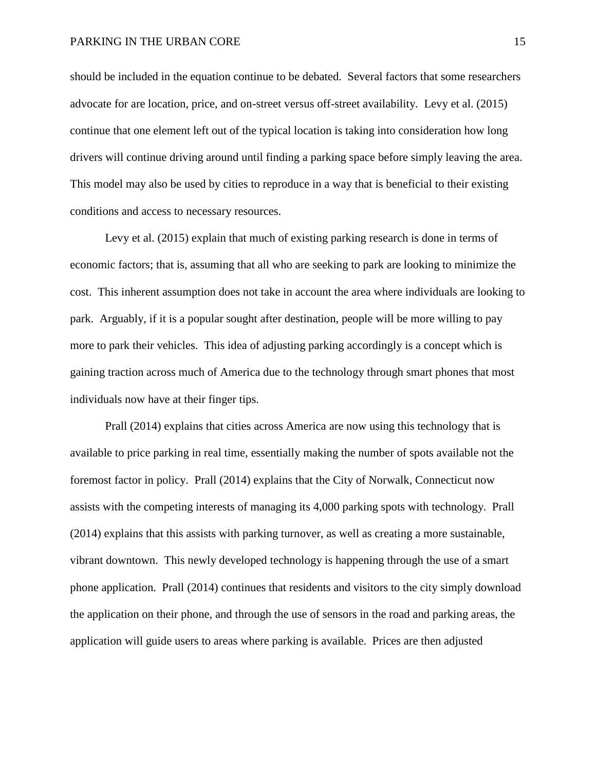should be included in the equation continue to be debated. Several factors that some researchers advocate for are location, price, and on-street versus off-street availability. Levy et al. (2015) continue that one element left out of the typical location is taking into consideration how long drivers will continue driving around until finding a parking space before simply leaving the area. This model may also be used by cities to reproduce in a way that is beneficial to their existing conditions and access to necessary resources.

Levy et al. (2015) explain that much of existing parking research is done in terms of economic factors; that is, assuming that all who are seeking to park are looking to minimize the cost. This inherent assumption does not take in account the area where individuals are looking to park. Arguably, if it is a popular sought after destination, people will be more willing to pay more to park their vehicles. This idea of adjusting parking accordingly is a concept which is gaining traction across much of America due to the technology through smart phones that most individuals now have at their finger tips.

Prall (2014) explains that cities across America are now using this technology that is available to price parking in real time, essentially making the number of spots available not the foremost factor in policy. Prall (2014) explains that the City of Norwalk, Connecticut now assists with the competing interests of managing its 4,000 parking spots with technology. Prall (2014) explains that this assists with parking turnover, as well as creating a more sustainable, vibrant downtown. This newly developed technology is happening through the use of a smart phone application. Prall (2014) continues that residents and visitors to the city simply download the application on their phone, and through the use of sensors in the road and parking areas, the application will guide users to areas where parking is available. Prices are then adjusted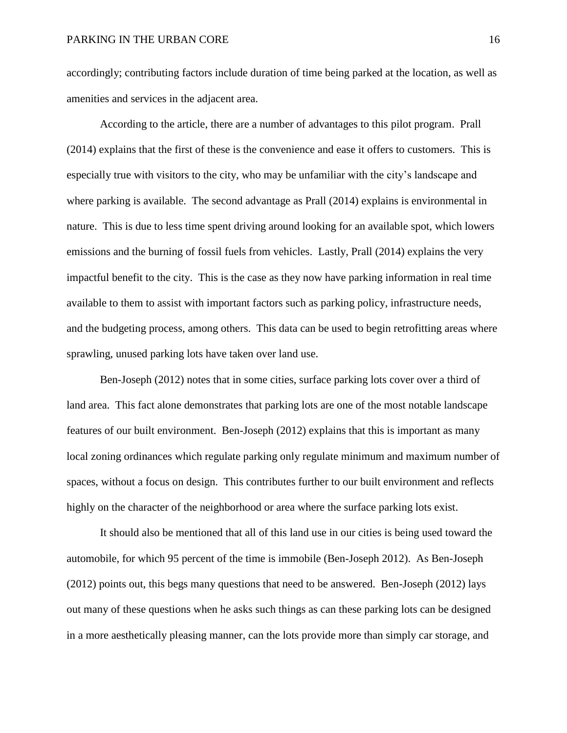accordingly; contributing factors include duration of time being parked at the location, as well as amenities and services in the adjacent area.

According to the article, there are a number of advantages to this pilot program. Prall (2014) explains that the first of these is the convenience and ease it offers to customers. This is especially true with visitors to the city, who may be unfamiliar with the city's landscape and where parking is available. The second advantage as Prall (2014) explains is environmental in nature. This is due to less time spent driving around looking for an available spot, which lowers emissions and the burning of fossil fuels from vehicles. Lastly, Prall (2014) explains the very impactful benefit to the city. This is the case as they now have parking information in real time available to them to assist with important factors such as parking policy, infrastructure needs, and the budgeting process, among others. This data can be used to begin retrofitting areas where sprawling, unused parking lots have taken over land use.

Ben-Joseph (2012) notes that in some cities, surface parking lots cover over a third of land area. This fact alone demonstrates that parking lots are one of the most notable landscape features of our built environment. Ben-Joseph (2012) explains that this is important as many local zoning ordinances which regulate parking only regulate minimum and maximum number of spaces, without a focus on design. This contributes further to our built environment and reflects highly on the character of the neighborhood or area where the surface parking lots exist.

It should also be mentioned that all of this land use in our cities is being used toward the automobile, for which 95 percent of the time is immobile (Ben-Joseph 2012). As Ben-Joseph (2012) points out, this begs many questions that need to be answered. Ben-Joseph (2012) lays out many of these questions when he asks such things as can these parking lots can be designed in a more aesthetically pleasing manner, can the lots provide more than simply car storage, and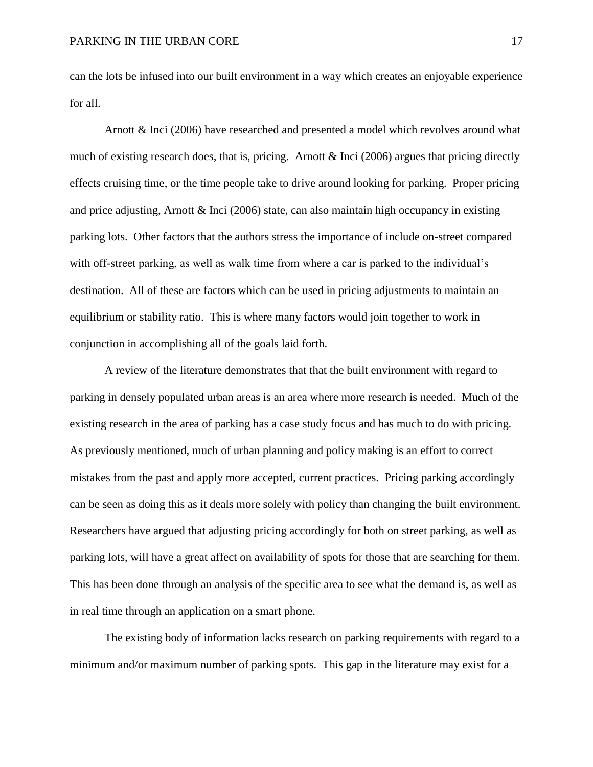can the lots be infused into our built environment in a way which creates an enjoyable experience for all.

Arnott & Inci (2006) have researched and presented a model which revolves around what much of existing research does, that is, pricing. Arnott & Inci (2006) argues that pricing directly effects cruising time, or the time people take to drive around looking for parking. Proper pricing and price adjusting, Arnott & Inci (2006) state, can also maintain high occupancy in existing parking lots. Other factors that the authors stress the importance of include on-street compared with off-street parking, as well as walk time from where a car is parked to the individual's destination. All of these are factors which can be used in pricing adjustments to maintain an equilibrium or stability ratio. This is where many factors would join together to work in conjunction in accomplishing all of the goals laid forth.

A review of the literature demonstrates that that the built environment with regard to parking in densely populated urban areas is an area where more research is needed. Much of the existing research in the area of parking has a case study focus and has much to do with pricing. As previously mentioned, much of urban planning and policy making is an effort to correct mistakes from the past and apply more accepted, current practices. Pricing parking accordingly can be seen as doing this as it deals more solely with policy than changing the built environment. Researchers have argued that adjusting pricing accordingly for both on street parking, as well as parking lots, will have a great affect on availability of spots for those that are searching for them. This has been done through an analysis of the specific area to see what the demand is, as well as in real time through an application on a smart phone.

The existing body of information lacks research on parking requirements with regard to a minimum and/or maximum number of parking spots. This gap in the literature may exist for a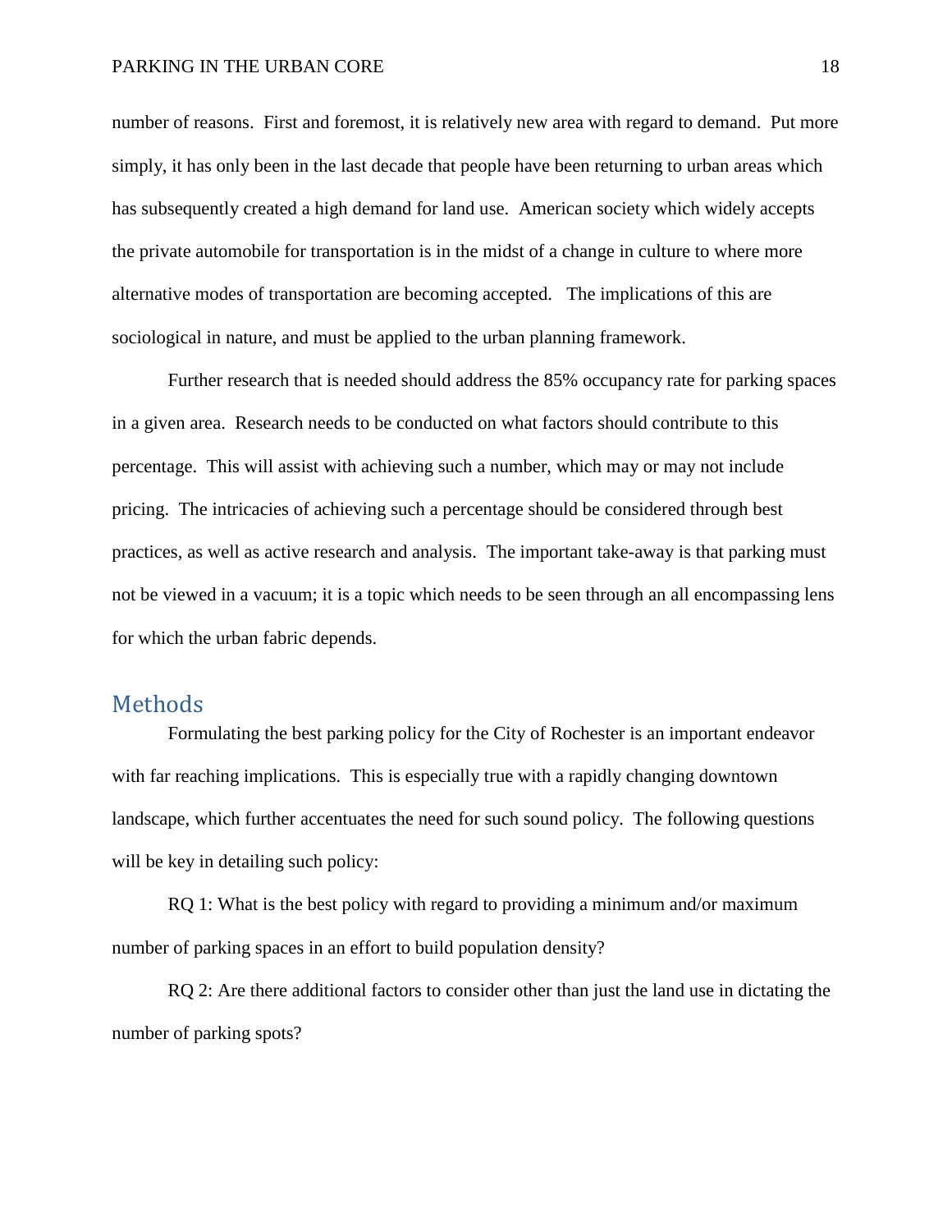number of reasons. First and foremost, it is relatively new area with regard to demand. Put more simply, it has only been in the last decade that people have been returning to urban areas which has subsequently created a high demand for land use. American society which widely accepts the private automobile for transportation is in the midst of a change in culture to where more alternative modes of transportation are becoming accepted. The implications of this are sociological in nature, and must be applied to the urban planning framework.

Further research that is needed should address the 85% occupancy rate for parking spaces in a given area. Research needs to be conducted on what factors should contribute to this percentage. This will assist with achieving such a number, which may or may not include pricing. The intricacies of achieving such a percentage should be considered through best practices, as well as active research and analysis. The important take-away is that parking must not be viewed in a vacuum; it is a topic which needs to be seen through an all encompassing lens for which the urban fabric depends.

## Methods

Formulating the best parking policy for the City of Rochester is an important endeavor with far reaching implications. This is especially true with a rapidly changing downtown landscape, which further accentuates the need for such sound policy. The following questions will be key in detailing such policy:

RQ 1: What is the best policy with regard to providing a minimum and/or maximum number of parking spaces in an effort to build population density?

RQ 2: Are there additional factors to consider other than just the land use in dictating the number of parking spots?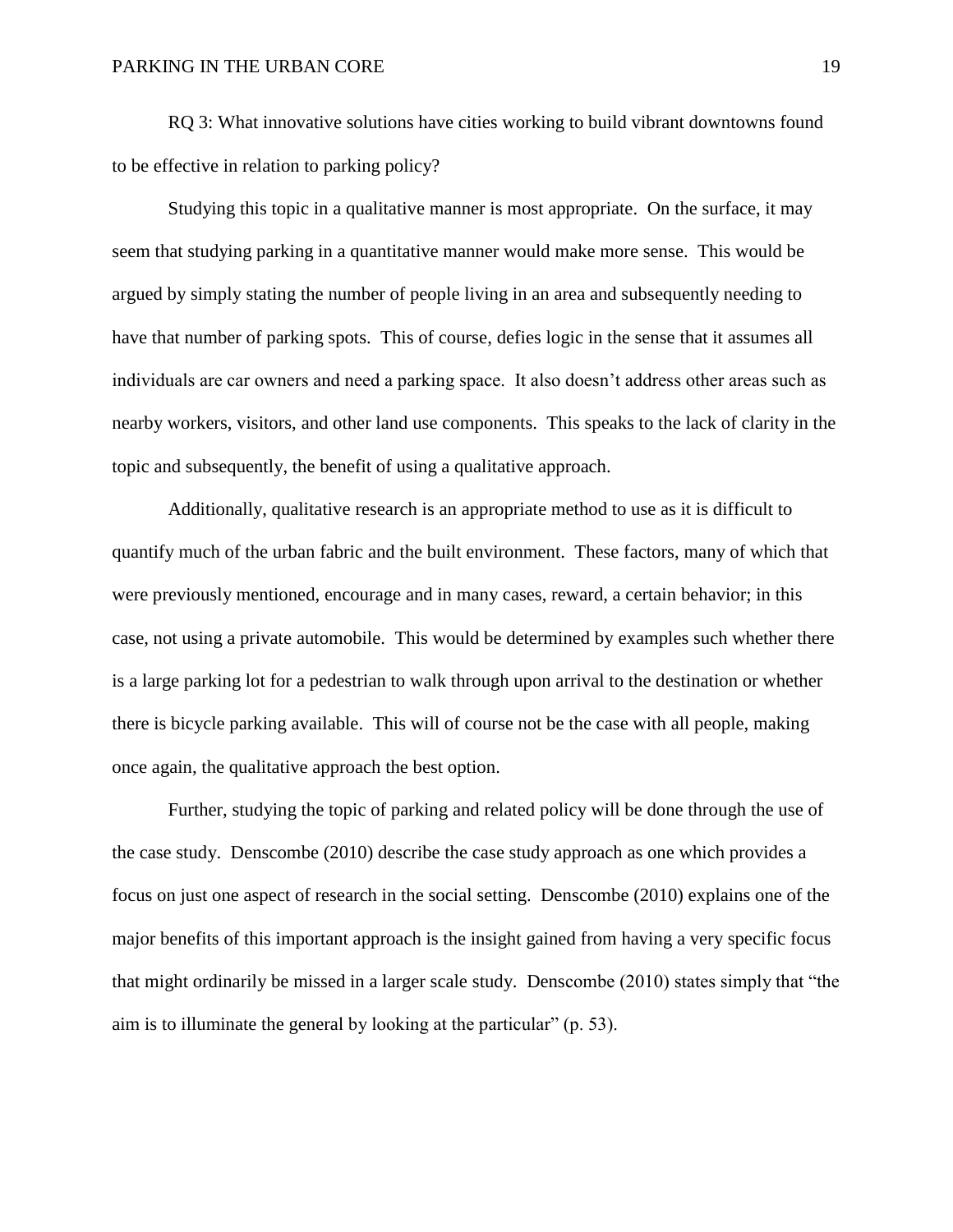RQ 3: What innovative solutions have cities working to build vibrant downtowns found to be effective in relation to parking policy?

Studying this topic in a qualitative manner is most appropriate. On the surface, it may seem that studying parking in a quantitative manner would make more sense. This would be argued by simply stating the number of people living in an area and subsequently needing to have that number of parking spots. This of course, defies logic in the sense that it assumes all individuals are car owners and need a parking space. It also doesn't address other areas such as nearby workers, visitors, and other land use components. This speaks to the lack of clarity in the topic and subsequently, the benefit of using a qualitative approach.

Additionally, qualitative research is an appropriate method to use as it is difficult to quantify much of the urban fabric and the built environment. These factors, many of which that were previously mentioned, encourage and in many cases, reward, a certain behavior; in this case, not using a private automobile. This would be determined by examples such whether there is a large parking lot for a pedestrian to walk through upon arrival to the destination or whether there is bicycle parking available. This will of course not be the case with all people, making once again, the qualitative approach the best option.

Further, studying the topic of parking and related policy will be done through the use of the case study. Denscombe (2010) describe the case study approach as one which provides a focus on just one aspect of research in the social setting. Denscombe (2010) explains one of the major benefits of this important approach is the insight gained from having a very specific focus that might ordinarily be missed in a larger scale study. Denscombe (2010) states simply that "the aim is to illuminate the general by looking at the particular" (p. 53).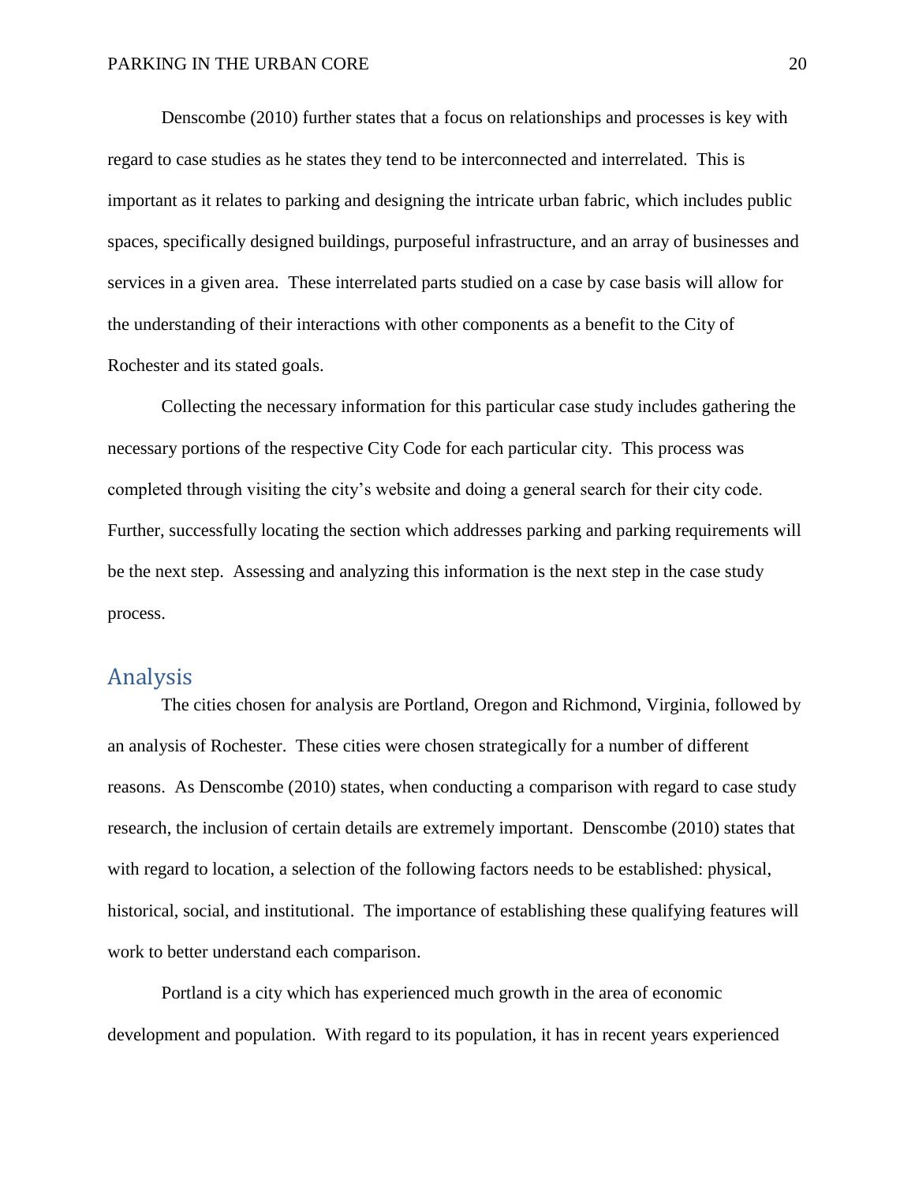Denscombe (2010) further states that a focus on relationships and processes is key with regard to case studies as he states they tend to be interconnected and interrelated. This is important as it relates to parking and designing the intricate urban fabric, which includes public spaces, specifically designed buildings, purposeful infrastructure, and an array of businesses and services in a given area. These interrelated parts studied on a case by case basis will allow for the understanding of their interactions with other components as a benefit to the City of Rochester and its stated goals.

Collecting the necessary information for this particular case study includes gathering the necessary portions of the respective City Code for each particular city. This process was completed through visiting the city's website and doing a general search for their city code. Further, successfully locating the section which addresses parking and parking requirements will be the next step. Assessing and analyzing this information is the next step in the case study process.

## Analysis

The cities chosen for analysis are Portland, Oregon and Richmond, Virginia, followed by an analysis of Rochester. These cities were chosen strategically for a number of different reasons. As Denscombe (2010) states, when conducting a comparison with regard to case study research, the inclusion of certain details are extremely important. Denscombe (2010) states that with regard to location, a selection of the following factors needs to be established: physical, historical, social, and institutional. The importance of establishing these qualifying features will work to better understand each comparison.

Portland is a city which has experienced much growth in the area of economic development and population. With regard to its population, it has in recent years experienced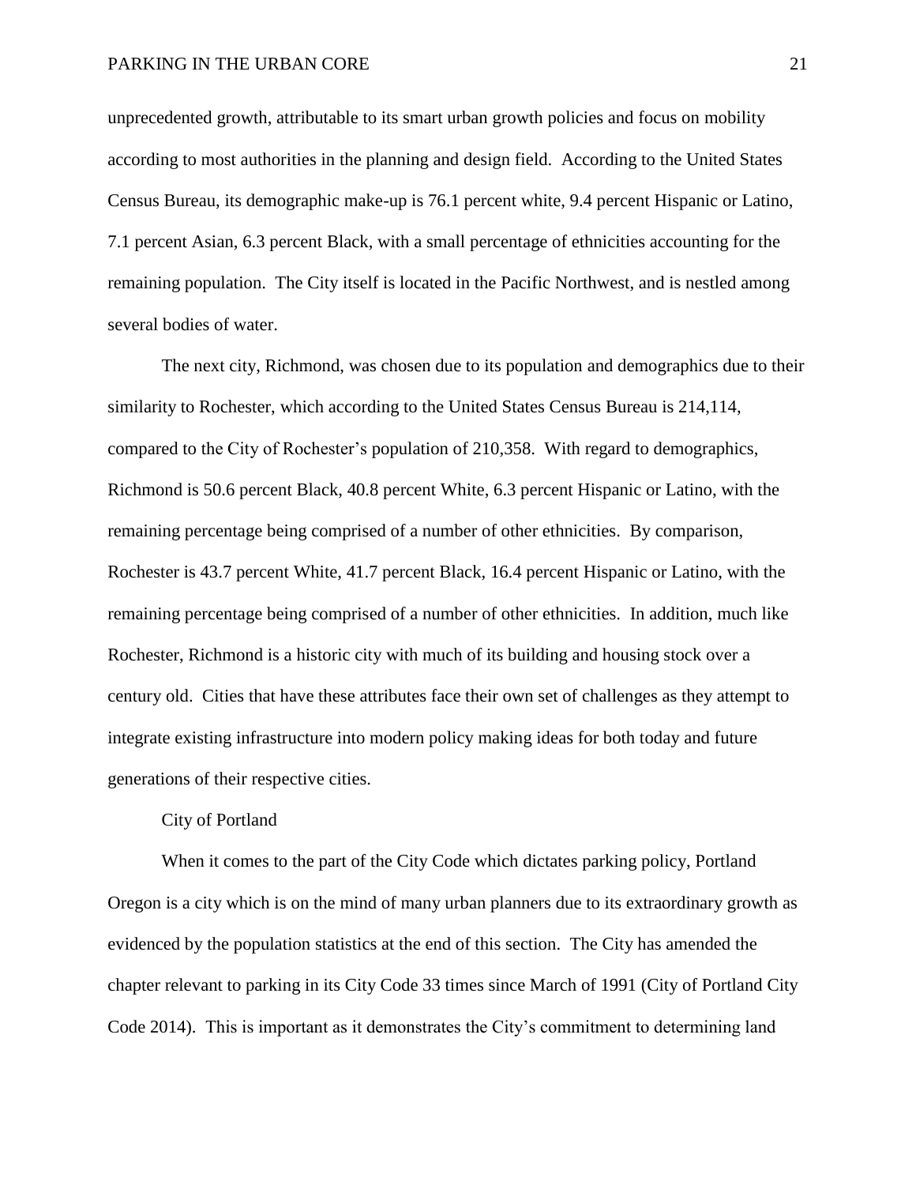unprecedented growth, attributable to its smart urban growth policies and focus on mobility according to most authorities in the planning and design field. According to the United States Census Bureau, its demographic make-up is 76.1 percent white, 9.4 percent Hispanic or Latino, 7.1 percent Asian, 6.3 percent Black, with a small percentage of ethnicities accounting for the remaining population. The City itself is located in the Pacific Northwest, and is nestled among several bodies of water.

The next city, Richmond, was chosen due to its population and demographics due to their similarity to Rochester, which according to the United States Census Bureau is 214,114, compared to the City of Rochester's population of 210,358. With regard to demographics, Richmond is 50.6 percent Black, 40.8 percent White, 6.3 percent Hispanic or Latino, with the remaining percentage being comprised of a number of other ethnicities. By comparison, Rochester is 43.7 percent White, 41.7 percent Black, 16.4 percent Hispanic or Latino, with the remaining percentage being comprised of a number of other ethnicities. In addition, much like Rochester, Richmond is a historic city with much of its building and housing stock over a century old. Cities that have these attributes face their own set of challenges as they attempt to integrate existing infrastructure into modern policy making ideas for both today and future generations of their respective cities.

## City of Portland

When it comes to the part of the City Code which dictates parking policy, Portland Oregon is a city which is on the mind of many urban planners due to its extraordinary growth as evidenced by the population statistics at the end of this section. The City has amended the chapter relevant to parking in its City Code 33 times since March of 1991 (City of Portland City Code 2014). This is important as it demonstrates the City's commitment to determining land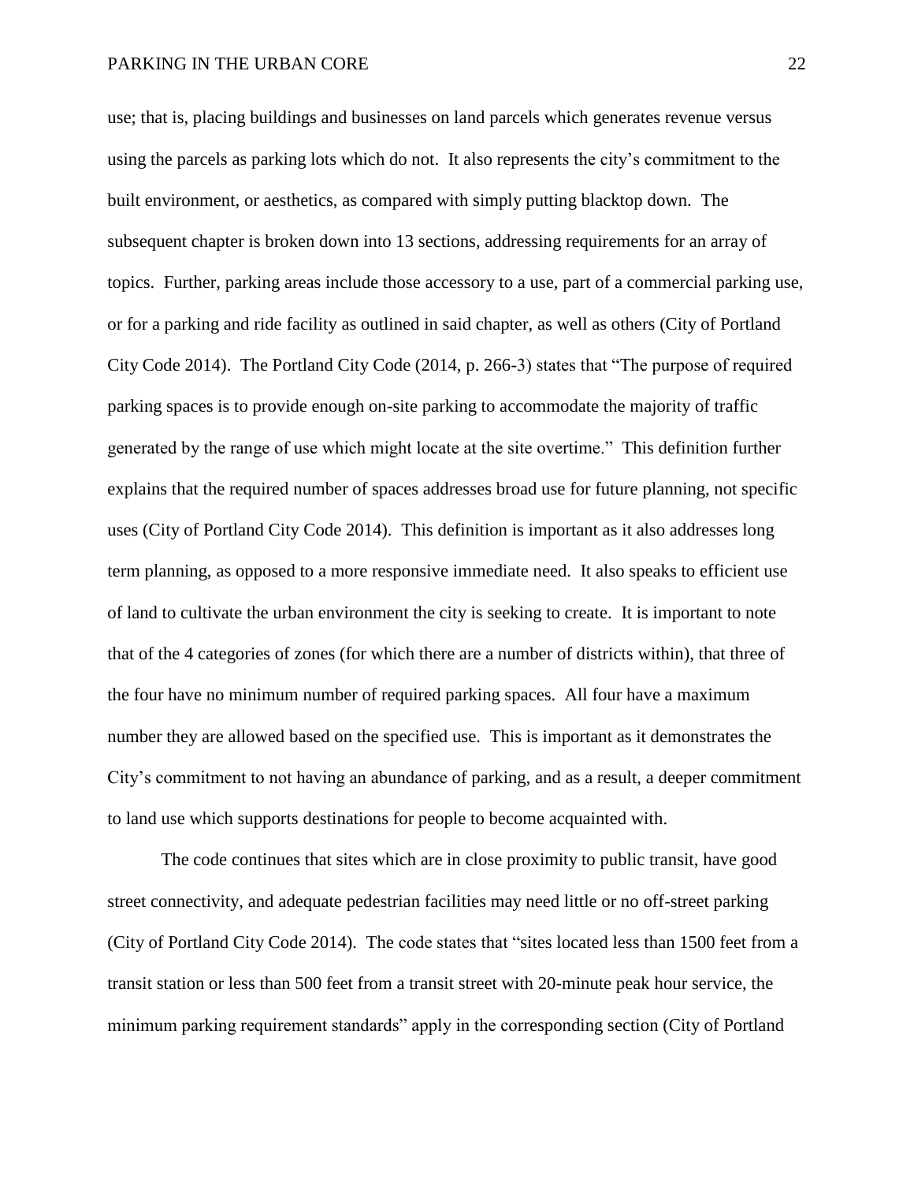use; that is, placing buildings and businesses on land parcels which generates revenue versus using the parcels as parking lots which do not. It also represents the city's commitment to the built environment, or aesthetics, as compared with simply putting blacktop down. The subsequent chapter is broken down into 13 sections, addressing requirements for an array of topics. Further, parking areas include those accessory to a use, part of a commercial parking use, or for a parking and ride facility as outlined in said chapter, as well as others (City of Portland City Code 2014). The Portland City Code (2014, p. 266-3) states that "The purpose of required parking spaces is to provide enough on-site parking to accommodate the majority of traffic generated by the range of use which might locate at the site overtime." This definition further explains that the required number of spaces addresses broad use for future planning, not specific uses (City of Portland City Code 2014). This definition is important as it also addresses long term planning, as opposed to a more responsive immediate need. It also speaks to efficient use of land to cultivate the urban environment the city is seeking to create. It is important to note that of the 4 categories of zones (for which there are a number of districts within), that three of the four have no minimum number of required parking spaces. All four have a maximum number they are allowed based on the specified use. This is important as it demonstrates the City's commitment to not having an abundance of parking, and as a result, a deeper commitment to land use which supports destinations for people to become acquainted with.

The code continues that sites which are in close proximity to public transit, have good street connectivity, and adequate pedestrian facilities may need little or no off-street parking (City of Portland City Code 2014). The code states that "sites located less than 1500 feet from a transit station or less than 500 feet from a transit street with 20-minute peak hour service, the minimum parking requirement standards" apply in the corresponding section (City of Portland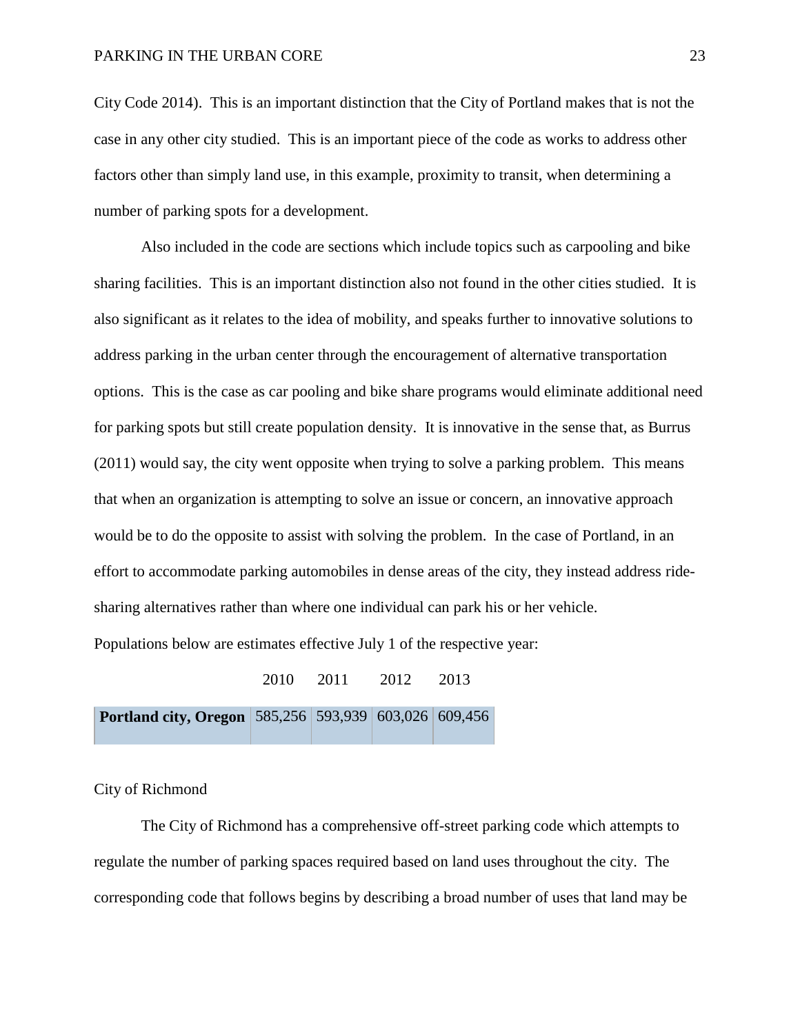City Code 2014). This is an important distinction that the City of Portland makes that is not the case in any other city studied. This is an important piece of the code as works to address other factors other than simply land use, in this example, proximity to transit, when determining a number of parking spots for a development.

Also included in the code are sections which include topics such as carpooling and bike sharing facilities. This is an important distinction also not found in the other cities studied. It is also significant as it relates to the idea of mobility, and speaks further to innovative solutions to address parking in the urban center through the encouragement of alternative transportation options. This is the case as car pooling and bike share programs would eliminate additional need for parking spots but still create population density. It is innovative in the sense that, as Burrus (2011) would say, the city went opposite when trying to solve a parking problem. This means that when an organization is attempting to solve an issue or concern, an innovative approach would be to do the opposite to assist with solving the problem. In the case of Portland, in an effort to accommodate parking automobiles in dense areas of the city, they instead address ride-sharing alternatives rather than where one individual can park his or her vehicle.

Populations below are estimates effective July 1 of the respective year:

| | 2010 | 2011 | 2012 | 2013 |
|---|---|---|---|---|
| **Portland city, Oregon** | 585,256 | 593,939 | 603,026 | 609,456 |

City of Richmond

The City of Richmond has a comprehensive off-street parking code which attempts to regulate the number of parking spaces required based on land uses throughout the city. The corresponding code that follows begins by describing a broad number of uses that land may be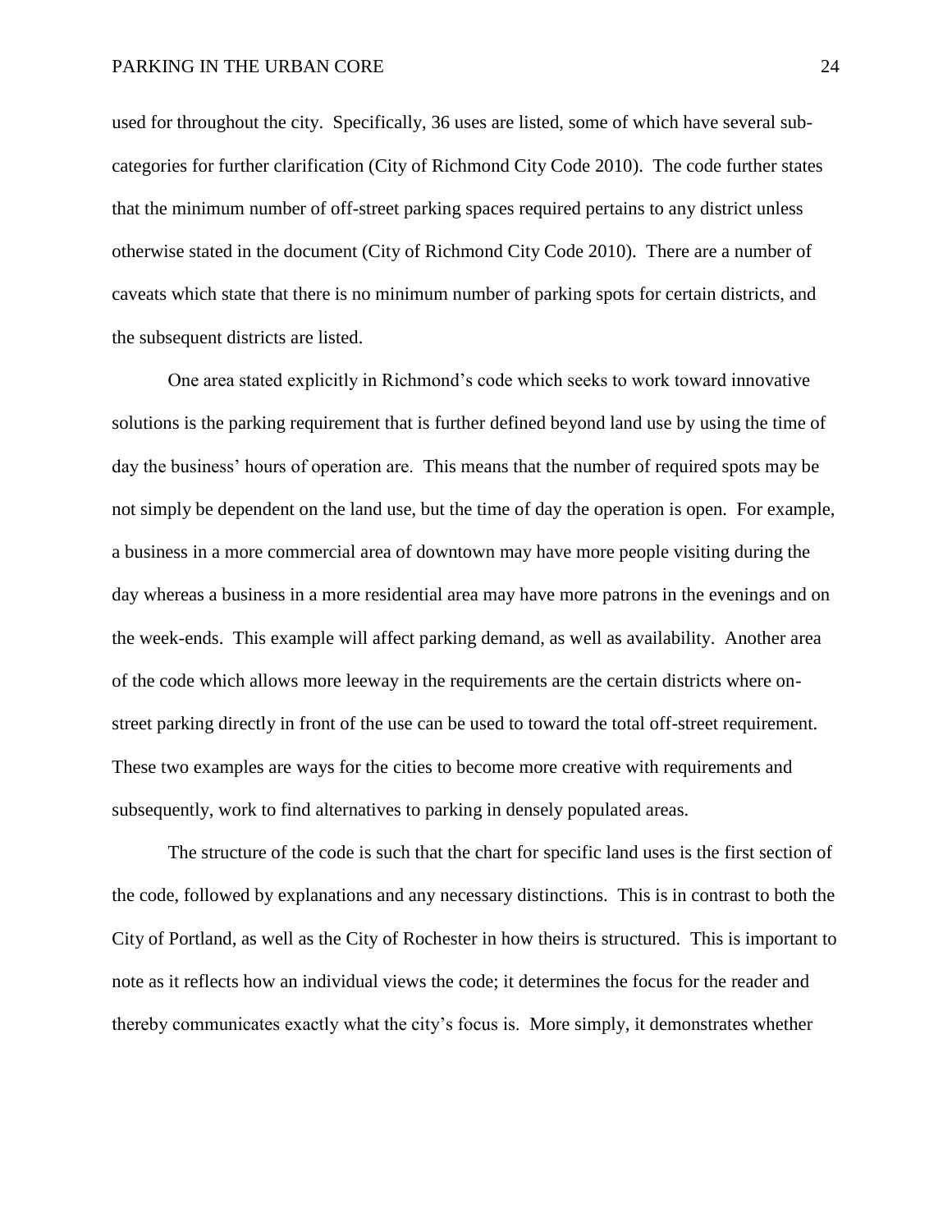used for throughout the city. Specifically, 36 uses are listed, some of which have several sub-categories for further clarification (City of Richmond City Code 2010). The code further states that the minimum number of off-street parking spaces required pertains to any district unless otherwise stated in the document (City of Richmond City Code 2010). There are a number of caveats which state that there is no minimum number of parking spots for certain districts, and the subsequent districts are listed.

One area stated explicitly in Richmond's code which seeks to work toward innovative solutions is the parking requirement that is further defined beyond land use by using the time of day the business' hours of operation are. This means that the number of required spots may be not simply be dependent on the land use, but the time of day the operation is open. For example, a business in a more commercial area of downtown may have more people visiting during the day whereas a business in a more residential area may have more patrons in the evenings and on the week-ends. This example will affect parking demand, as well as availability. Another area of the code which allows more leeway in the requirements are the certain districts where on-street parking directly in front of the use can be used to toward the total off-street requirement. These two examples are ways for the cities to become more creative with requirements and subsequently, work to find alternatives to parking in densely populated areas.

The structure of the code is such that the chart for specific land uses is the first section of the code, followed by explanations and any necessary distinctions. This is in contrast to both the City of Portland, as well as the City of Rochester in how theirs is structured. This is important to note as it reflects how an individual views the code; it determines the focus for the reader and thereby communicates exactly what the city's focus is. More simply, it demonstrates whether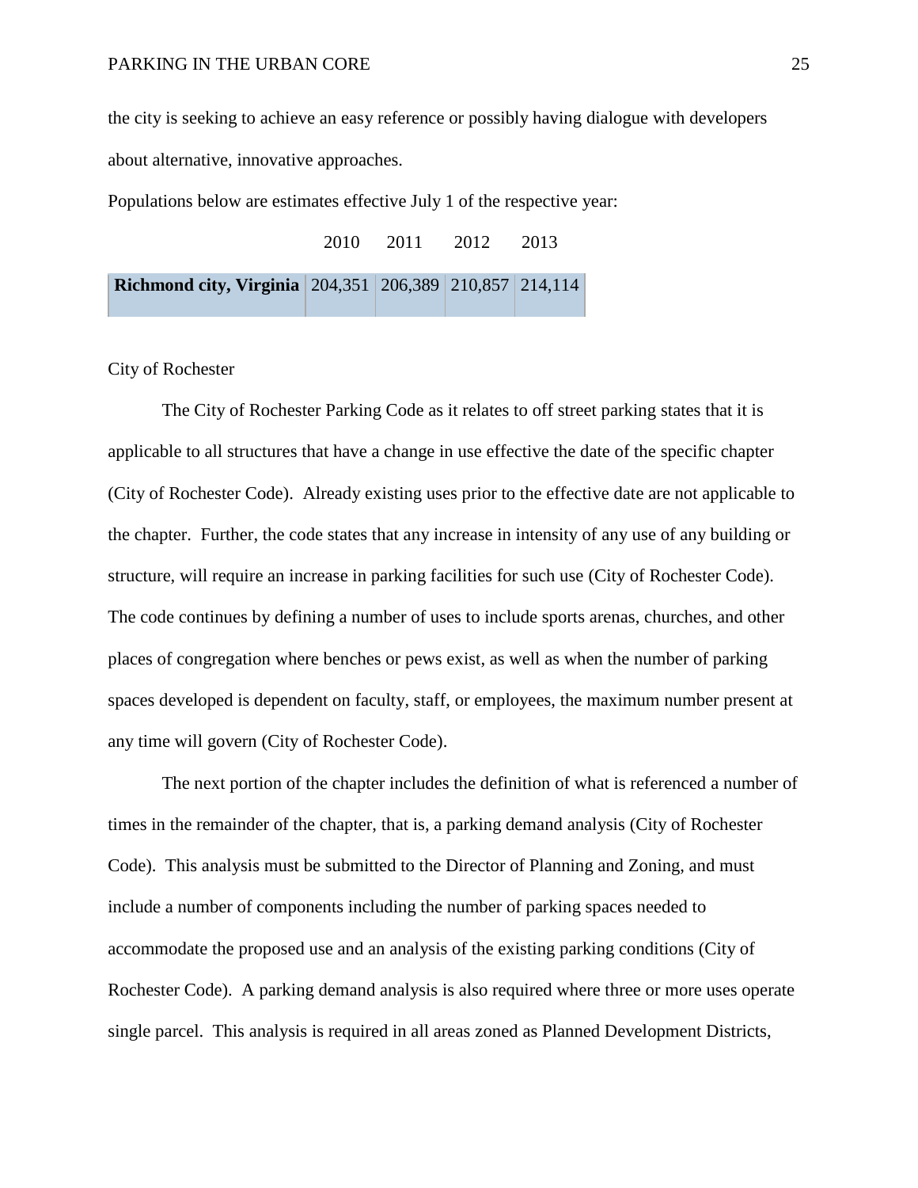the city is seeking to achieve an easy reference or possibly having dialogue with developers about alternative, innovative approaches.

Populations below are estimates effective July 1 of the respective year:

| | 2010 | 2011 | 2012 | 2013 |
|---|---|---|---|---|
| **Richmond city, Virginia** | 204,351 | 206,389 | 210,857 | 214,114 |

City of Rochester

The City of Rochester Parking Code as it relates to off street parking states that it is applicable to all structures that have a change in use effective the date of the specific chapter (City of Rochester Code). Already existing uses prior to the effective date are not applicable to the chapter. Further, the code states that any increase in intensity of any use of any building or structure, will require an increase in parking facilities for such use (City of Rochester Code). The code continues by defining a number of uses to include sports arenas, churches, and other places of congregation where benches or pews exist, as well as when the number of parking spaces developed is dependent on faculty, staff, or employees, the maximum number present at any time will govern (City of Rochester Code).

The next portion of the chapter includes the definition of what is referenced a number of times in the remainder of the chapter, that is, a parking demand analysis (City of Rochester Code). This analysis must be submitted to the Director of Planning and Zoning, and must include a number of components including the number of parking spaces needed to accommodate the proposed use and an analysis of the existing parking conditions (City of Rochester Code). A parking demand analysis is also required where three or more uses operate single parcel. This analysis is required in all areas zoned as Planned Development Districts,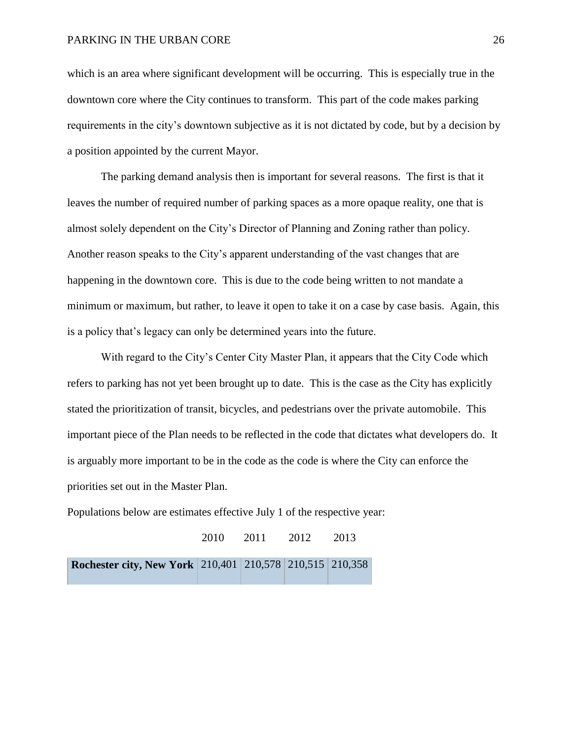which is an area where significant development will be occurring. This is especially true in the downtown core where the City continues to transform. This part of the code makes parking requirements in the city's downtown subjective as it is not dictated by code, but by a decision by a position appointed by the current Mayor.

The parking demand analysis then is important for several reasons. The first is that it leaves the number of required number of parking spaces as a more opaque reality, one that is almost solely dependent on the City's Director of Planning and Zoning rather than policy. Another reason speaks to the City's apparent understanding of the vast changes that are happening in the downtown core. This is due to the code being written to not mandate a minimum or maximum, but rather, to leave it open to take it on a case by case basis. Again, this is a policy that's legacy can only be determined years into the future.

With regard to the City's Center City Master Plan, it appears that the City Code which refers to parking has not yet been brought up to date. This is the case as the City has explicitly stated the prioritization of transit, bicycles, and pedestrians over the private automobile. This important piece of the Plan needs to be reflected in the code that dictates what developers do. It is arguably more important to be in the code as the code is where the City can enforce the priorities set out in the Master Plan.

Populations below are estimates effective July 1 of the respective year:

| | 2010 | 2011 | 2012 | 2013 |
|---|---|---|---|---|
| **Rochester city, New York** | 210,401 | 210,578 | 210,515 | 210,358 |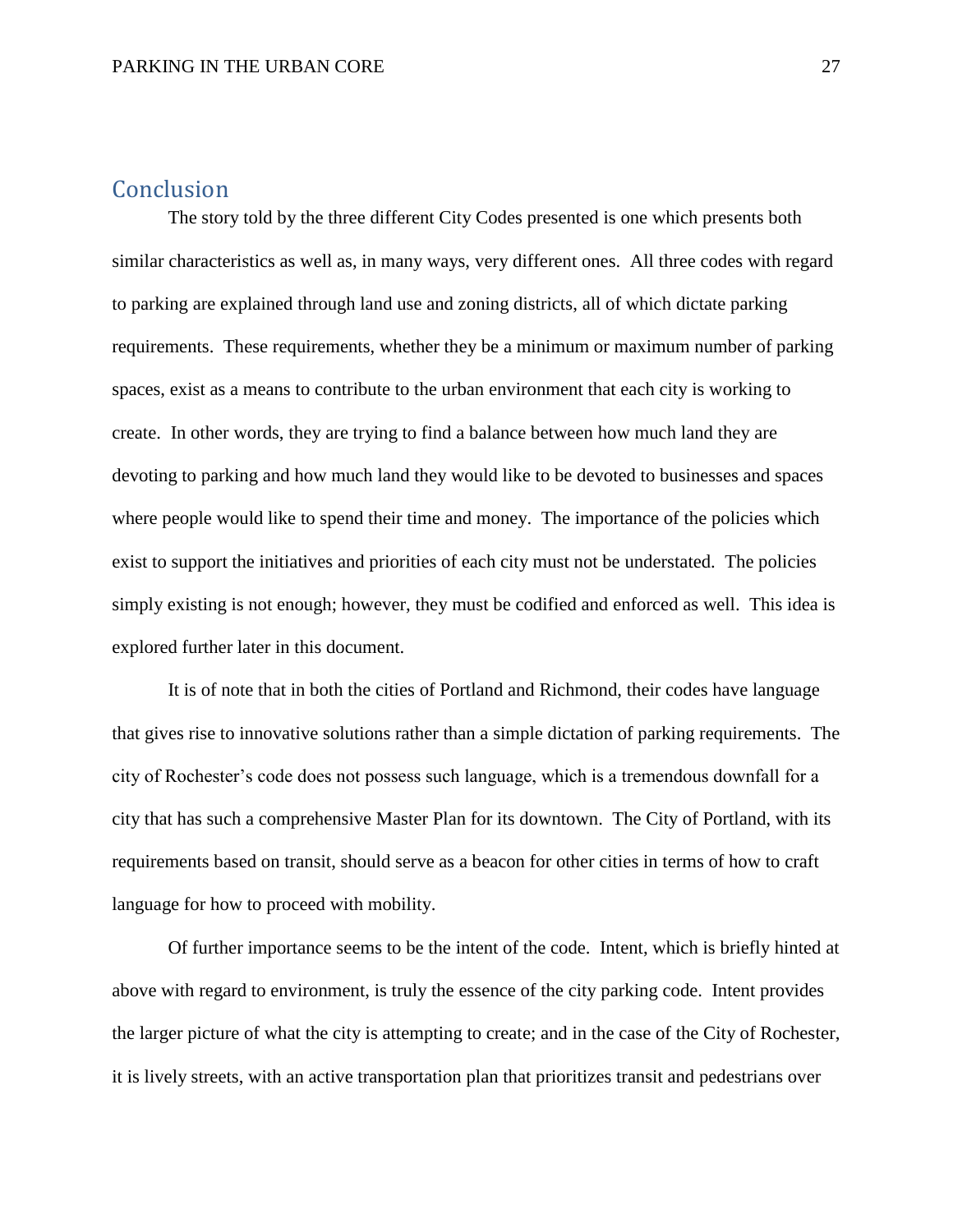## Conclusion

The story told by the three different City Codes presented is one which presents both similar characteristics as well as, in many ways, very different ones. All three codes with regard to parking are explained through land use and zoning districts, all of which dictate parking requirements. These requirements, whether they be a minimum or maximum number of parking spaces, exist as a means to contribute to the urban environment that each city is working to create. In other words, they are trying to find a balance between how much land they are devoting to parking and how much land they would like to be devoted to businesses and spaces where people would like to spend their time and money. The importance of the policies which exist to support the initiatives and priorities of each city must not be understated. The policies simply existing is not enough; however, they must be codified and enforced as well. This idea is explored further later in this document.

It is of note that in both the cities of Portland and Richmond, their codes have language that gives rise to innovative solutions rather than a simple dictation of parking requirements. The city of Rochester's code does not possess such language, which is a tremendous downfall for a city that has such a comprehensive Master Plan for its downtown. The City of Portland, with its requirements based on transit, should serve as a beacon for other cities in terms of how to craft language for how to proceed with mobility.

Of further importance seems to be the intent of the code. Intent, which is briefly hinted at above with regard to environment, is truly the essence of the city parking code. Intent provides the larger picture of what the city is attempting to create; and in the case of the City of Rochester, it is lively streets, with an active transportation plan that prioritizes transit and pedestrians over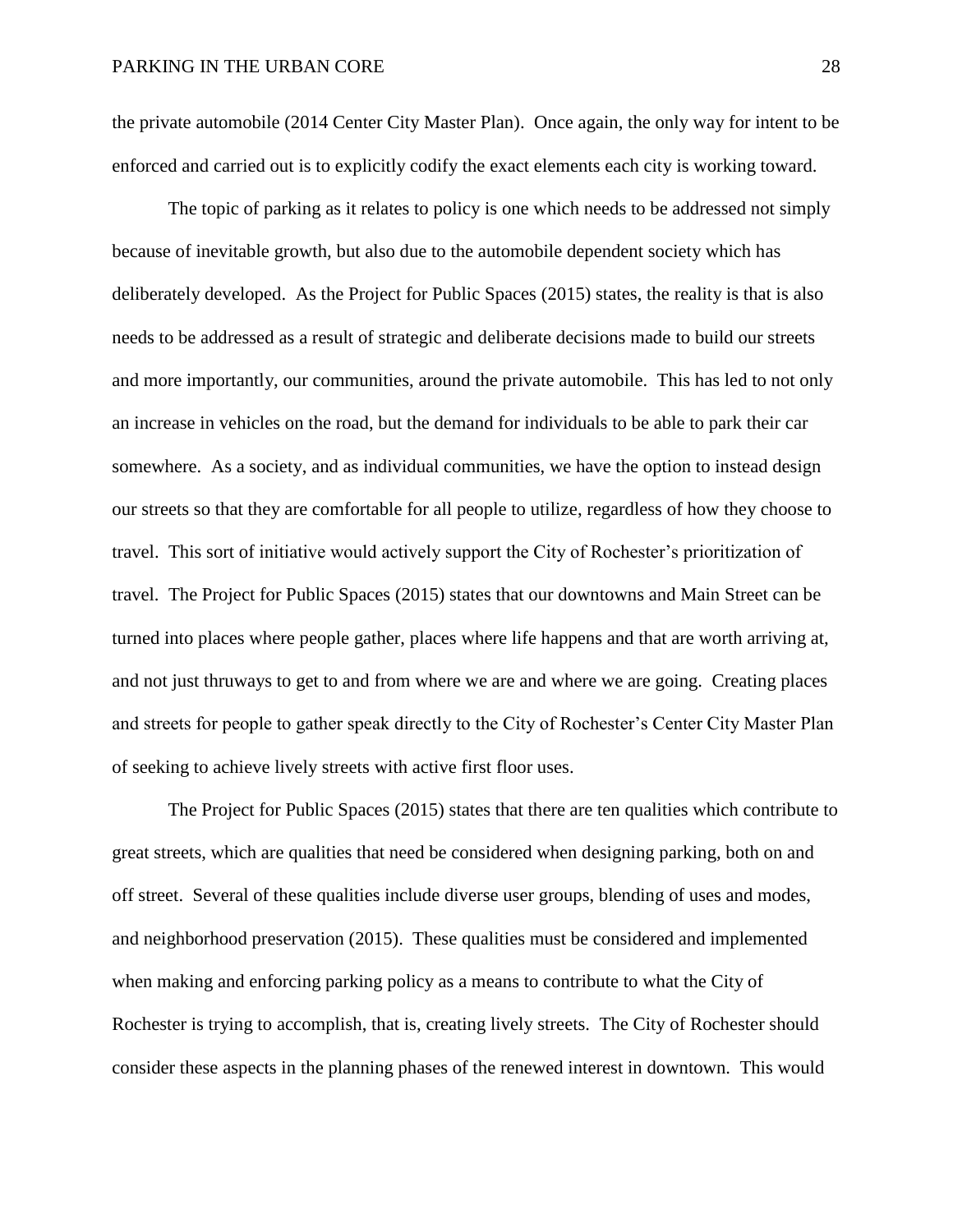the private automobile (2014 Center City Master Plan). Once again, the only way for intent to be enforced and carried out is to explicitly codify the exact elements each city is working toward.

The topic of parking as it relates to policy is one which needs to be addressed not simply because of inevitable growth, but also due to the automobile dependent society which has deliberately developed. As the Project for Public Spaces (2015) states, the reality is that is also needs to be addressed as a result of strategic and deliberate decisions made to build our streets and more importantly, our communities, around the private automobile. This has led to not only an increase in vehicles on the road, but the demand for individuals to be able to park their car somewhere. As a society, and as individual communities, we have the option to instead design our streets so that they are comfortable for all people to utilize, regardless of how they choose to travel. This sort of initiative would actively support the City of Rochester's prioritization of travel. The Project for Public Spaces (2015) states that our downtowns and Main Street can be turned into places where people gather, places where life happens and that are worth arriving at, and not just thruways to get to and from where we are and where we are going. Creating places and streets for people to gather speak directly to the City of Rochester's Center City Master Plan of seeking to achieve lively streets with active first floor uses.

The Project for Public Spaces (2015) states that there are ten qualities which contribute to great streets, which are qualities that need be considered when designing parking, both on and off street. Several of these qualities include diverse user groups, blending of uses and modes, and neighborhood preservation (2015). These qualities must be considered and implemented when making and enforcing parking policy as a means to contribute to what the City of Rochester is trying to accomplish, that is, creating lively streets. The City of Rochester should consider these aspects in the planning phases of the renewed interest in downtown. This would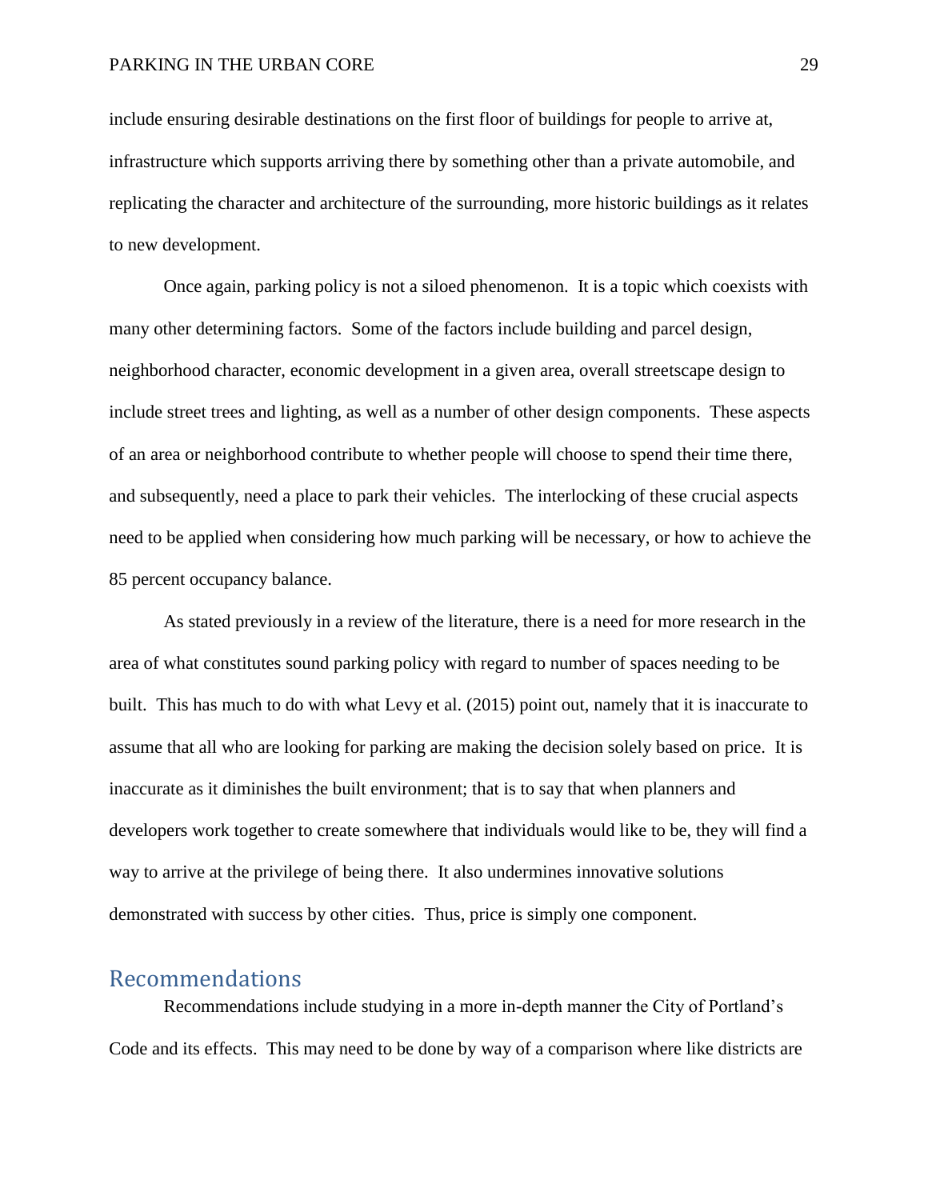include ensuring desirable destinations on the first floor of buildings for people to arrive at, infrastructure which supports arriving there by something other than a private automobile, and replicating the character and architecture of the surrounding, more historic buildings as it relates to new development.

Once again, parking policy is not a siloed phenomenon. It is a topic which coexists with many other determining factors. Some of the factors include building and parcel design, neighborhood character, economic development in a given area, overall streetscape design to include street trees and lighting, as well as a number of other design components. These aspects of an area or neighborhood contribute to whether people will choose to spend their time there, and subsequently, need a place to park their vehicles. The interlocking of these crucial aspects need to be applied when considering how much parking will be necessary, or how to achieve the 85 percent occupancy balance.

As stated previously in a review of the literature, there is a need for more research in the area of what constitutes sound parking policy with regard to number of spaces needing to be built. This has much to do with what Levy et al. (2015) point out, namely that it is inaccurate to assume that all who are looking for parking are making the decision solely based on price. It is inaccurate as it diminishes the built environment; that is to say that when planners and developers work together to create somewhere that individuals would like to be, they will find a way to arrive at the privilege of being there. It also undermines innovative solutions demonstrated with success by other cities. Thus, price is simply one component.

## Recommendations

Recommendations include studying in a more in-depth manner the City of Portland's Code and its effects. This may need to be done by way of a comparison where like districts are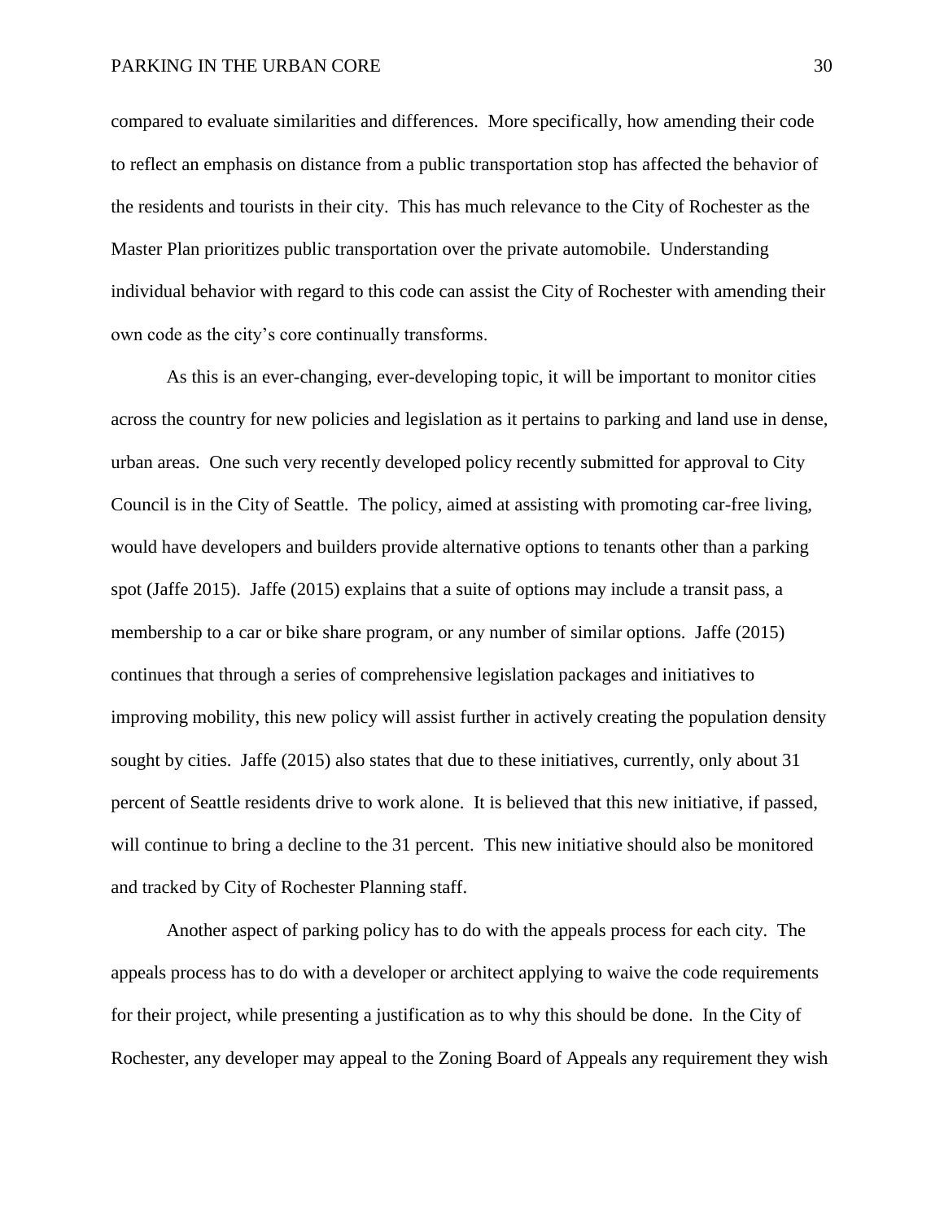compared to evaluate similarities and differences. More specifically, how amending their code to reflect an emphasis on distance from a public transportation stop has affected the behavior of the residents and tourists in their city. This has much relevance to the City of Rochester as the Master Plan prioritizes public transportation over the private automobile. Understanding individual behavior with regard to this code can assist the City of Rochester with amending their own code as the city's core continually transforms.

As this is an ever-changing, ever-developing topic, it will be important to monitor cities across the country for new policies and legislation as it pertains to parking and land use in dense, urban areas. One such very recently developed policy recently submitted for approval to City Council is in the City of Seattle. The policy, aimed at assisting with promoting car-free living, would have developers and builders provide alternative options to tenants other than a parking spot (Jaffe 2015). Jaffe (2015) explains that a suite of options may include a transit pass, a membership to a car or bike share program, or any number of similar options. Jaffe (2015) continues that through a series of comprehensive legislation packages and initiatives to improving mobility, this new policy will assist further in actively creating the population density sought by cities. Jaffe (2015) also states that due to these initiatives, currently, only about 31 percent of Seattle residents drive to work alone. It is believed that this new initiative, if passed, will continue to bring a decline to the 31 percent. This new initiative should also be monitored and tracked by City of Rochester Planning staff.

Another aspect of parking policy has to do with the appeals process for each city. The appeals process has to do with a developer or architect applying to waive the code requirements for their project, while presenting a justification as to why this should be done. In the City of Rochester, any developer may appeal to the Zoning Board of Appeals any requirement they wish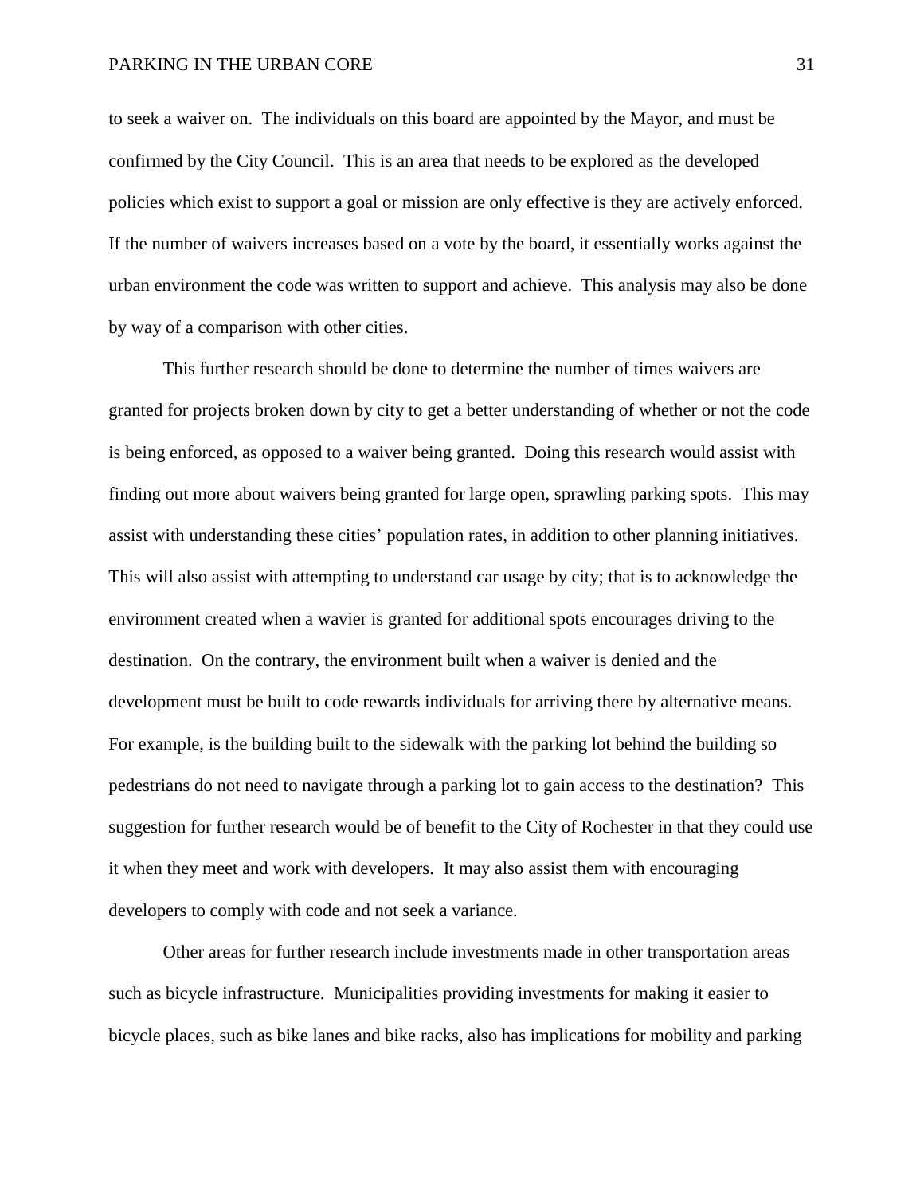to seek a waiver on. The individuals on this board are appointed by the Mayor, and must be confirmed by the City Council. This is an area that needs to be explored as the developed policies which exist to support a goal or mission are only effective is they are actively enforced. If the number of waivers increases based on a vote by the board, it essentially works against the urban environment the code was written to support and achieve. This analysis may also be done by way of a comparison with other cities.

This further research should be done to determine the number of times waivers are granted for projects broken down by city to get a better understanding of whether or not the code is being enforced, as opposed to a waiver being granted. Doing this research would assist with finding out more about waivers being granted for large open, sprawling parking spots. This may assist with understanding these cities' population rates, in addition to other planning initiatives. This will also assist with attempting to understand car usage by city; that is to acknowledge the environment created when a wavier is granted for additional spots encourages driving to the destination. On the contrary, the environment built when a waiver is denied and the development must be built to code rewards individuals for arriving there by alternative means. For example, is the building built to the sidewalk with the parking lot behind the building so pedestrians do not need to navigate through a parking lot to gain access to the destination? This suggestion for further research would be of benefit to the City of Rochester in that they could use it when they meet and work with developers. It may also assist them with encouraging developers to comply with code and not seek a variance.

Other areas for further research include investments made in other transportation areas such as bicycle infrastructure. Municipalities providing investments for making it easier to bicycle places, such as bike lanes and bike racks, also has implications for mobility and parking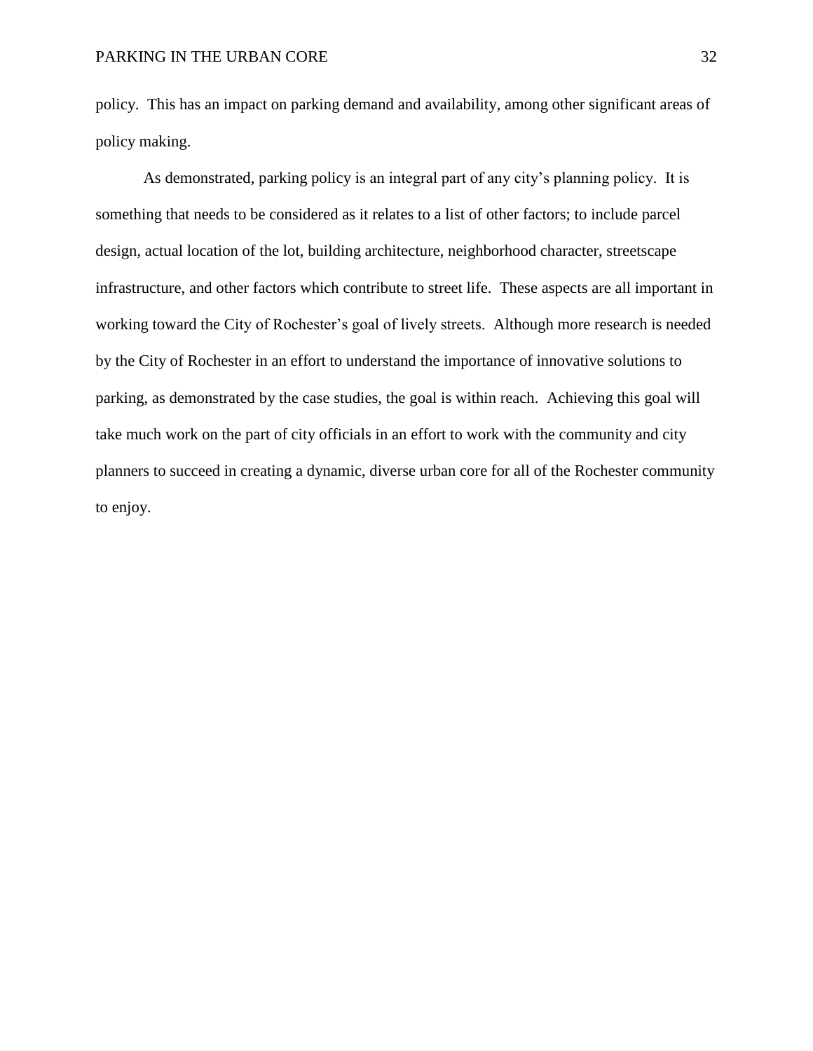policy. This has an impact on parking demand and availability, among other significant areas of policy making.

As demonstrated, parking policy is an integral part of any city's planning policy. It is something that needs to be considered as it relates to a list of other factors; to include parcel design, actual location of the lot, building architecture, neighborhood character, streetscape infrastructure, and other factors which contribute to street life. These aspects are all important in working toward the City of Rochester's goal of lively streets. Although more research is needed by the City of Rochester in an effort to understand the importance of innovative solutions to parking, as demonstrated by the case studies, the goal is within reach. Achieving this goal will take much work on the part of city officials in an effort to work with the community and city planners to succeed in creating a dynamic, diverse urban core for all of the Rochester community to enjoy.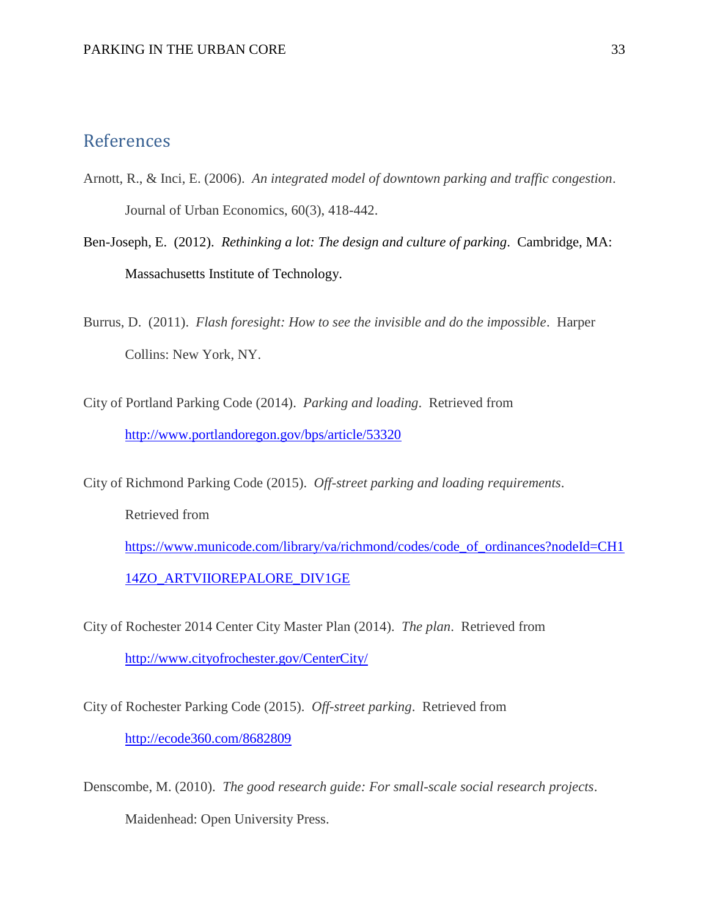## References

Arnott, R., & Inci, E. (2006). *An integrated model of downtown parking and traffic congestion*. Journal of Urban Economics, 60(3), 418-442.

Ben-Joseph, E. (2012). *Rethinking a lot: The design and culture of parking*. Cambridge, MA: Massachusetts Institute of Technology.

Burrus, D. (2011). *Flash foresight: How to see the invisible and do the impossible*. Harper Collins: New York, NY.

City of Portland Parking Code (2014). *Parking and loading*. Retrieved from http://www.portlandoregon.gov/bps/article/53320

City of Richmond Parking Code (2015). *Off-street parking and loading requirements*. Retrieved from https://www.municode.com/library/va/richmond/codes/code_of_ordinances?nodeId=CH114ZO_ARTVIIOREPALORE_DIV1GE

City of Rochester 2014 Center City Master Plan (2014). *The plan*. Retrieved from http://www.cityofrochester.gov/CenterCity/

City of Rochester Parking Code (2015). *Off-street parking*. Retrieved from http://ecode360.com/8682809

Denscombe, M. (2010). *The good research guide: For small-scale social research projects*. Maidenhead: Open University Press.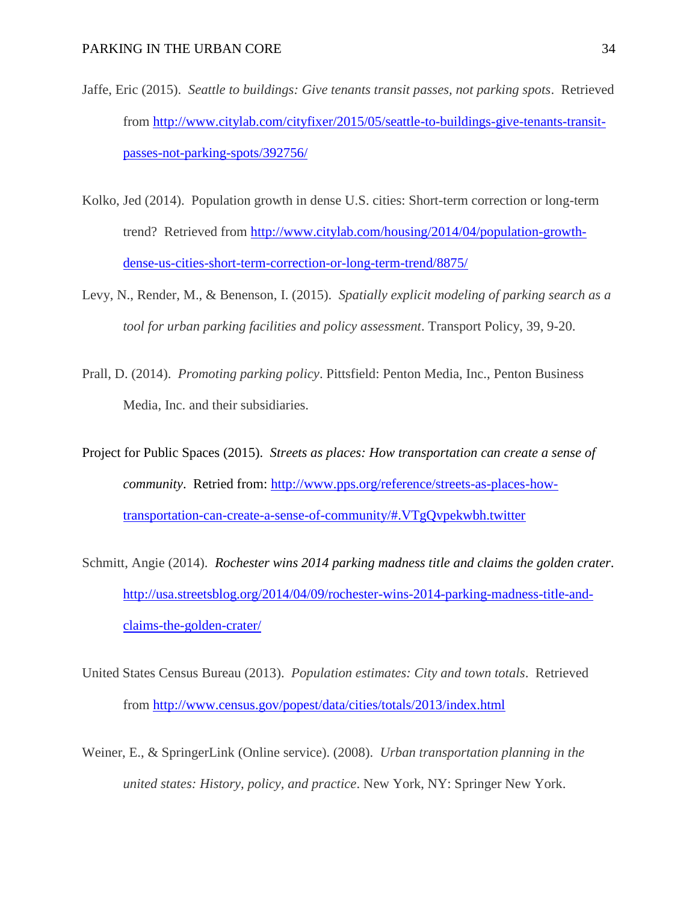Jaffe, Eric (2015). *Seattle to buildings: Give tenants transit passes, not parking spots*. Retrieved from http://www.citylab.com/cityfixer/2015/05/seattle-to-buildings-give-tenants-transit-passes-not-parking-spots/392756/

Kolko, Jed (2014). Population growth in dense U.S. cities: Short-term correction or long-term trend? Retrieved from http://www.citylab.com/housing/2014/04/population-growth-dense-us-cities-short-term-correction-or-long-term-trend/8875/

Levy, N., Render, M., & Benenson, I. (2015). *Spatially explicit modeling of parking search as a tool for urban parking facilities and policy assessment*. Transport Policy, 39, 9-20.

Prall, D. (2014). *Promoting parking policy*. Pittsfield: Penton Media, Inc., Penton Business Media, Inc. and their subsidiaries.

Project for Public Spaces (2015). *Streets as places: How transportation can create a sense of community*. Retried from: http://www.pps.org/reference/streets-as-places-how-transportation-can-create-a-sense-of-community/#.VTgQvpekwbh.twitter

Schmitt, Angie (2014). *Rochester wins 2014 parking madness title and claims the golden crater*. http://usa.streetsblog.org/2014/04/09/rochester-wins-2014-parking-madness-title-and-claims-the-golden-crater/

United States Census Bureau (2013). *Population estimates: City and town totals*. Retrieved from http://www.census.gov/popest/data/cities/totals/2013/index.html

Weiner, E., & SpringerLink (Online service). (2008). *Urban transportation planning in the united states: History, policy, and practice*. New York, NY: Springer New York.